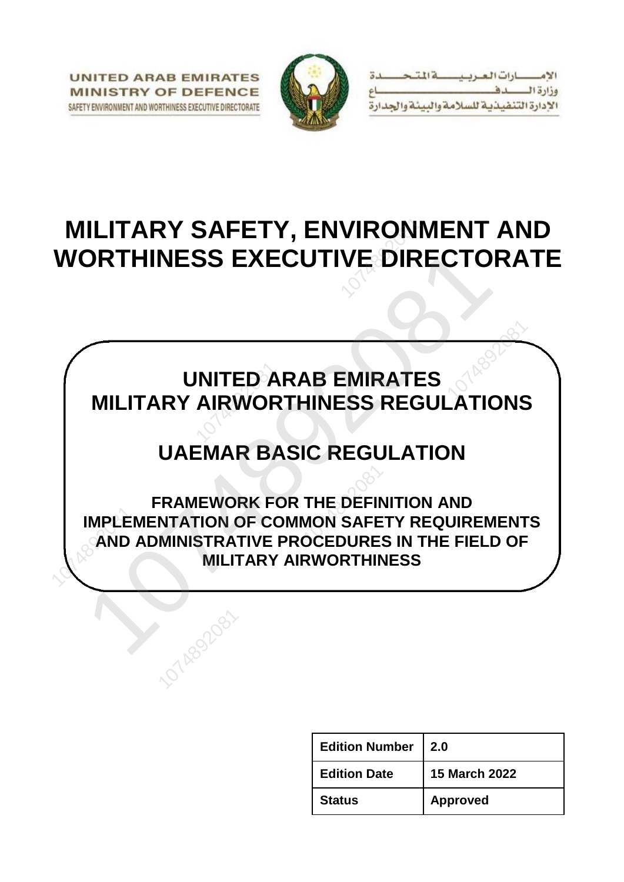UNITED ARAB EMIRATES
MINISTRY OF DEFENCE
SAFETY ENVIRONMENT AND WORTHINESS EXECUTIVE DIRECTORATE

الإمـــــارات العـربـيـــــة المتـحــــدة
وزارة الـــــدفـــــاع
الإدارة التنفيذية للسلامة والبيئة والجدارة

# MILITARY SAFETY, ENVIRONMENT AND WORTHINESS EXECUTIVE DIRECTORATE

## UNITED ARAB EMIRATES MILITARY AIRWORTHINESS REGULATIONS

## UAEMAR BASIC REGULATION

### FRAMEWORK FOR THE DEFINITION AND IMPLEMENTATION OF COMMON SAFETY REQUIREMENTS AND ADMINISTRATIVE PROCEDURES IN THE FIELD OF MILITARY AIRWORTHINESS

| Edition Number | 2.0 |
|---|---|
| Edition Date | 15 March 2022 |
| Status | Approved |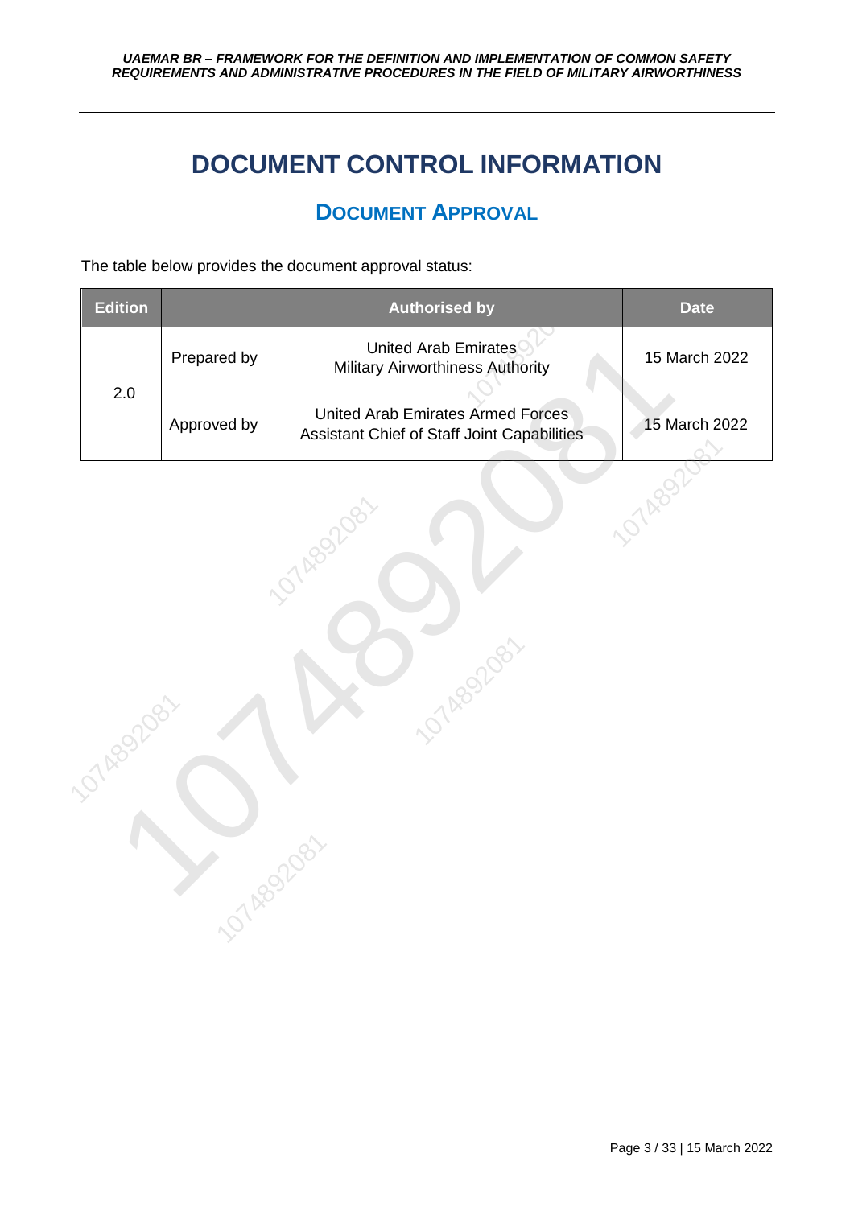# DOCUMENT CONTROL INFORMATION

## Document Approval

The table below provides the document approval status:

| Edition | | Authorised by | Date |
|---|---|---|---|
| 2.0 | Prepared by | United Arab Emirates Military Airworthiness Authority | 15 March 2022 |
| | Approved by | United Arab Emirates Armed Forces Assistant Chief of Staff Joint Capabilities | 15 March 2022 |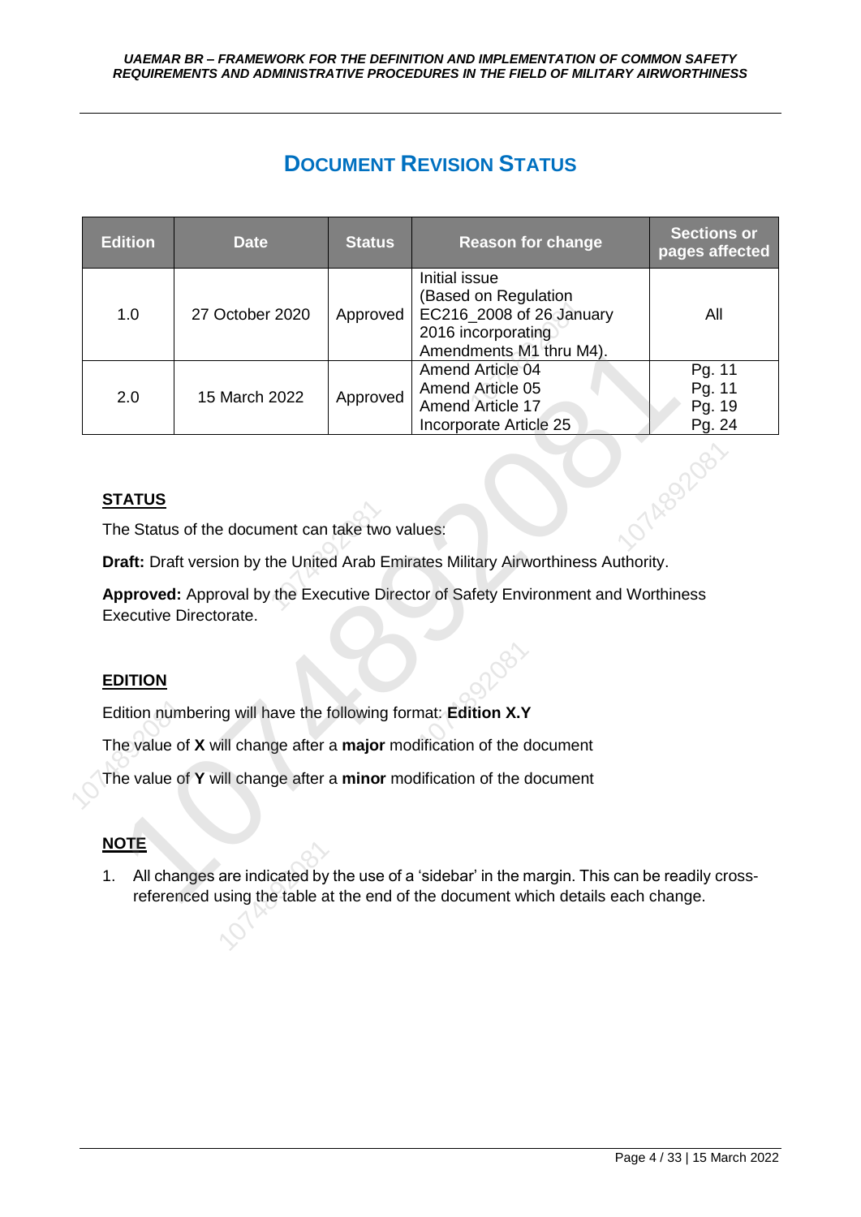# Document Revision Status

| Edition | Date | Status | Reason for change | Sections or pages affected |
|---|---|---|---|---|
| 1.0 | 27 October 2020 | Approved | Initial issue (Based on Regulation EC216_2008 of 26 January 2016 incorporating Amendments M1 thru M4). | All |
| 2.0 | 15 March 2022 | Approved | Amend Article 04<br>Amend Article 05<br>Amend Article 17<br>Incorporate Article 25 | Pg. 11<br>Pg. 11<br>Pg. 19<br>Pg. 24 |

## STATUS

The Status of the document can take two values:

**Draft:** Draft version by the United Arab Emirates Military Airworthiness Authority.

**Approved:** Approval by the Executive Director of Safety Environment and Worthiness Executive Directorate.

## EDITION

Edition numbering will have the following format: **Edition X.Y**

The value of **X** will change after a **major** modification of the document

The value of **Y** will change after a **minor** modification of the document

## NOTE

1. All changes are indicated by the use of a 'sidebar' in the margin. This can be readily cross-referenced using the table at the end of the document which details each change.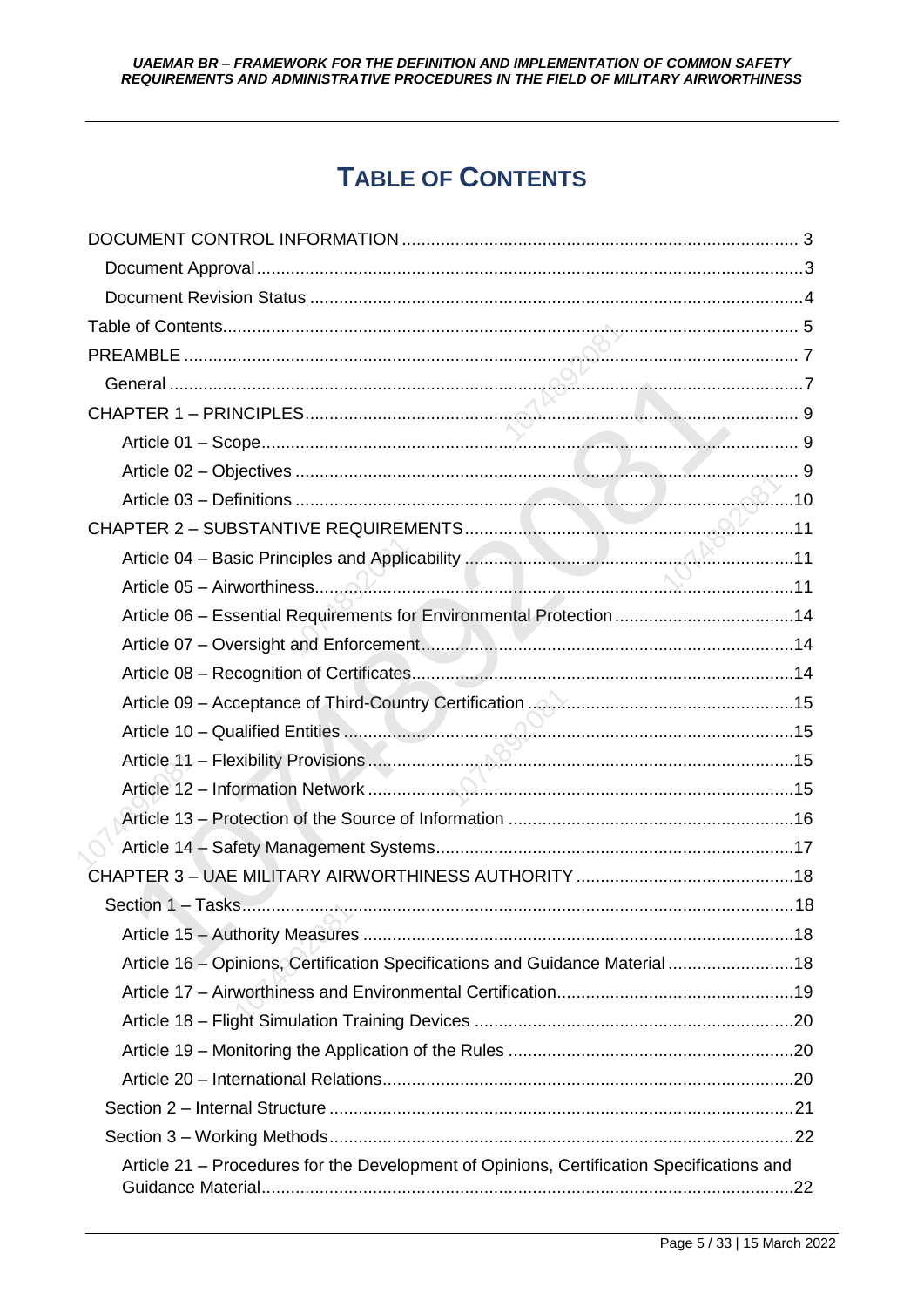# TABLE OF CONTENTS

DOCUMENT CONTROL INFORMATION ..... 3
- Document Approval ..... 3
- Document Revision Status ..... 4

Table of Contents ..... 5

PREAMBLE ..... 7
- General ..... 7

CHAPTER 1 – PRINCIPLES ..... 9
- Article 01 – Scope ..... 9
- Article 02 – Objectives ..... 9
- Article 03 – Definitions ..... 10

CHAPTER 2 – SUBSTANTIVE REQUIREMENTS ..... 11
- Article 04 – Basic Principles and Applicability ..... 11
- Article 05 – Airworthiness ..... 11
- Article 06 – Essential Requirements for Environmental Protection ..... 14
- Article 07 – Oversight and Enforcement ..... 14
- Article 08 – Recognition of Certificates ..... 14
- Article 09 – Acceptance of Third-Country Certification ..... 15
- Article 10 – Qualified Entities ..... 15
- Article 11 – Flexibility Provisions ..... 15
- Article 12 – Information Network ..... 15
- Article 13 – Protection of the Source of Information ..... 16
- Article 14 – Safety Management Systems ..... 17

CHAPTER 3 – UAE MILITARY AIRWORTHINESS AUTHORITY ..... 18
- Section 1 – Tasks ..... 18
  - Article 15 – Authority Measures ..... 18
  - Article 16 – Opinions, Certification Specifications and Guidance Material ..... 18
  - Article 17 – Airworthiness and Environmental Certification ..... 19
  - Article 18 – Flight Simulation Training Devices ..... 20
  - Article 19 – Monitoring the Application of the Rules ..... 20
  - Article 20 – International Relations ..... 20
- Section 2 – Internal Structure ..... 21
- Section 3 – Working Methods ..... 22
  - Article 21 – Procedures for the Development of Opinions, Certification Specifications and Guidance Material ..... 22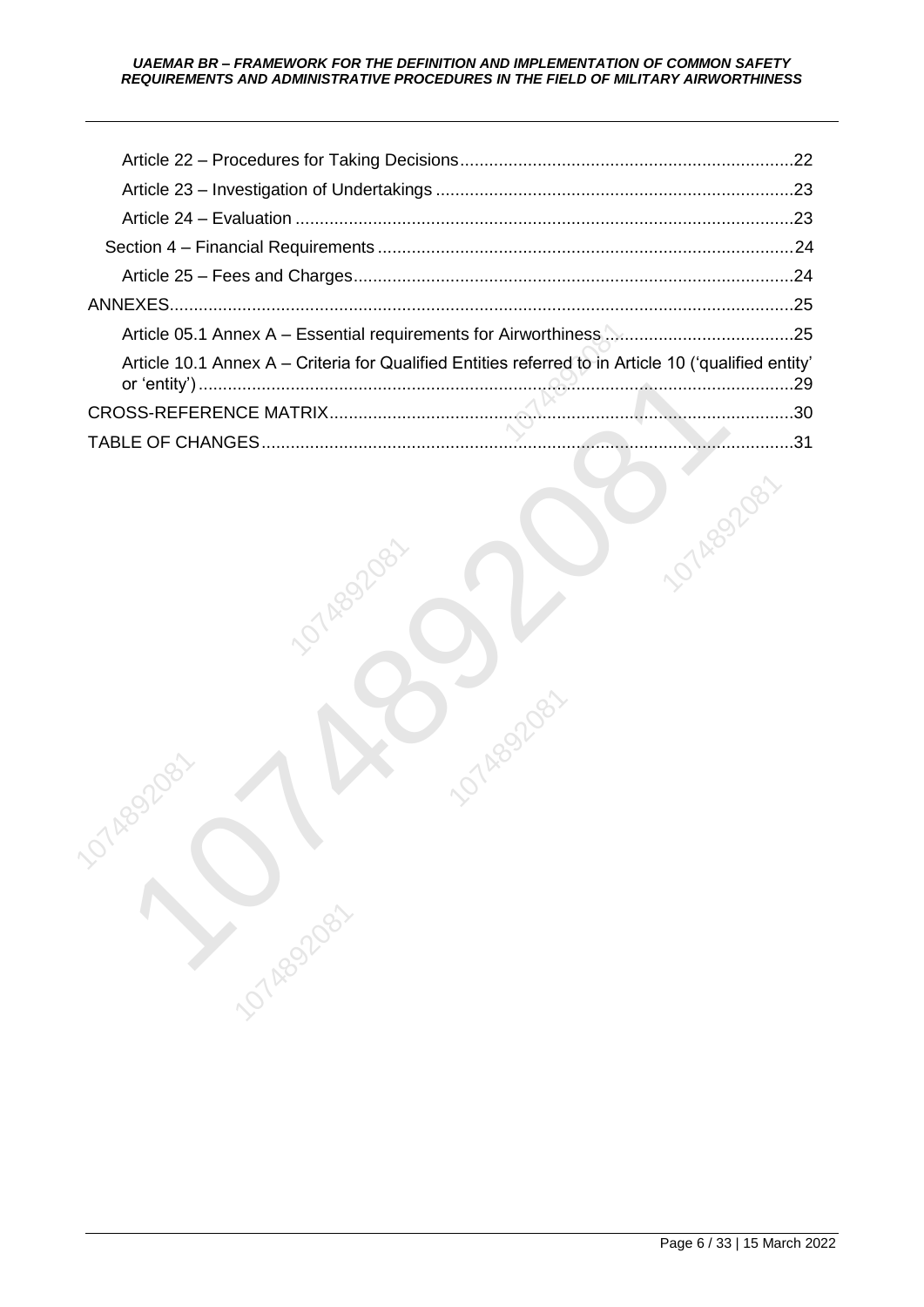Article 22 – Procedures for Taking Decisions .......................................................................22

Article 23 – Investigation of Undertakings ............................................................................23

Article 24 – Evaluation ........................................................................................................23

Section 4 – Financial Requirements ........................................................................................24

Article 25 – Fees and Charges ...............................................................................................24

ANNEXES .....................................................................................................................................25

Article 05.1 Annex A – Essential requirements for Airworthiness .........................................25

Article 10.1 Annex A – Criteria for Qualified Entities referred to in Article 10 ('qualified entity' or 'entity') ..........................................................................................................................29

CROSS-REFERENCE MATRIX ...................................................................................................30

TABLE OF CHANGES ..................................................................................................................31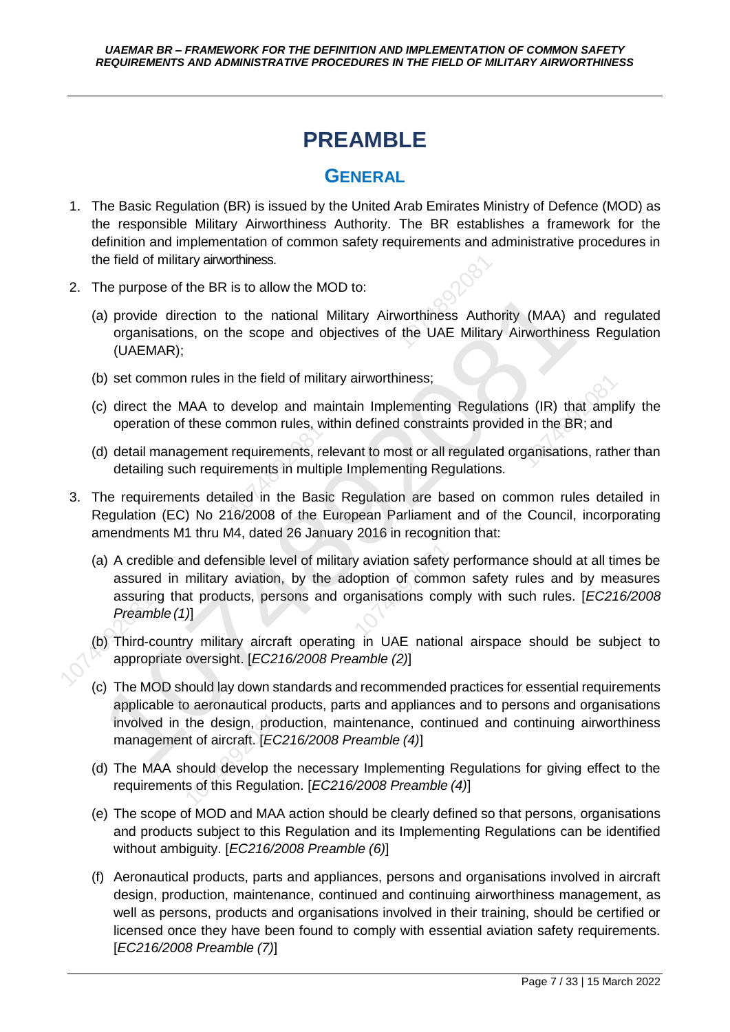# PREAMBLE

## GENERAL

1. The Basic Regulation (BR) is issued by the United Arab Emirates Ministry of Defence (MOD) as the responsible Military Airworthiness Authority. The BR establishes a framework for the definition and implementation of common safety requirements and administrative procedures in the field of military airworthiness.

2. The purpose of the BR is to allow the MOD to:

   (a) provide direction to the national Military Airworthiness Authority (MAA) and regulated organisations, on the scope and objectives of the UAE Military Airworthiness Regulation (UAEMAR);

   (b) set common rules in the field of military airworthiness;

   (c) direct the MAA to develop and maintain Implementing Regulations (IR) that amplify the operation of these common rules, within defined constraints provided in the BR; and

   (d) detail management requirements, relevant to most or all regulated organisations, rather than detailing such requirements in multiple Implementing Regulations.

3. The requirements detailed in the Basic Regulation are based on common rules detailed in Regulation (EC) No 216/2008 of the European Parliament and of the Council, incorporating amendments M1 thru M4, dated 26 January 2016 in recognition that:

   (a) A credible and defensible level of military aviation safety performance should at all times be assured in military aviation, by the adoption of common safety rules and by measures assuring that products, persons and organisations comply with such rules. [*EC216/2008 Preamble (1)*]

   (b) Third-country military aircraft operating in UAE national airspace should be subject to appropriate oversight. [*EC216/2008 Preamble (2)*]

   (c) The MOD should lay down standards and recommended practices for essential requirements applicable to aeronautical products, parts and appliances and to persons and organisations involved in the design, production, maintenance, continued and continuing airworthiness management of aircraft. [*EC216/2008 Preamble (4)*]

   (d) The MAA should develop the necessary Implementing Regulations for giving effect to the requirements of this Regulation. [*EC216/2008 Preamble (4)*]

   (e) The scope of MOD and MAA action should be clearly defined so that persons, organisations and products subject to this Regulation and its Implementing Regulations can be identified without ambiguity. [*EC216/2008 Preamble (6)*]

   (f) Aeronautical products, parts and appliances, persons and organisations involved in aircraft design, production, maintenance, continued and continuing airworthiness management, as well as persons, products and organisations involved in their training, should be certified or licensed once they have been found to comply with essential aviation safety requirements. [*EC216/2008 Preamble (7)*]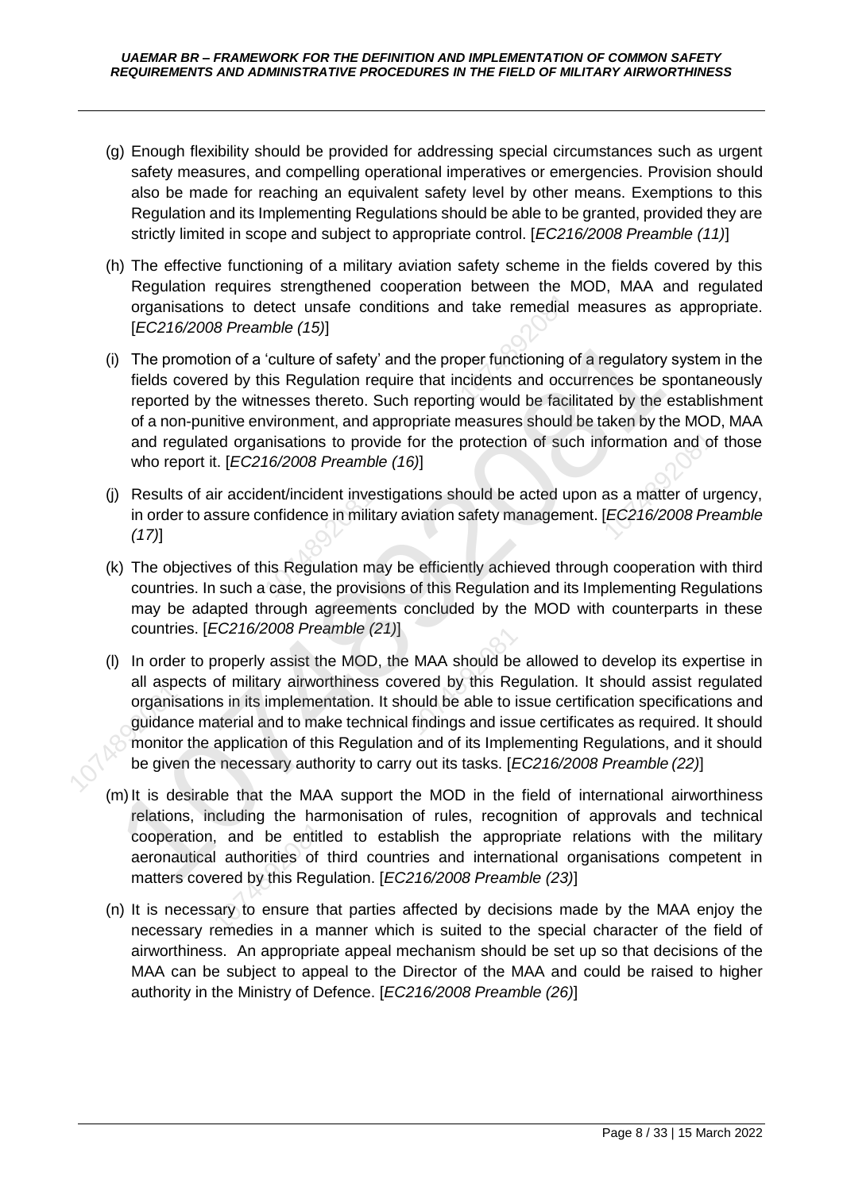(g) Enough flexibility should be provided for addressing special circumstances such as urgent safety measures, and compelling operational imperatives or emergencies. Provision should also be made for reaching an equivalent safety level by other means. Exemptions to this Regulation and its Implementing Regulations should be able to be granted, provided they are strictly limited in scope and subject to appropriate control. [*EC216/2008 Preamble (11)*]

(h) The effective functioning of a military aviation safety scheme in the fields covered by this Regulation requires strengthened cooperation between the MOD, MAA and regulated organisations to detect unsafe conditions and take remedial measures as appropriate. [*EC216/2008 Preamble (15)*]

(i) The promotion of a 'culture of safety' and the proper functioning of a regulatory system in the fields covered by this Regulation require that incidents and occurrences be spontaneously reported by the witnesses thereto. Such reporting would be facilitated by the establishment of a non-punitive environment, and appropriate measures should be taken by the MOD, MAA and regulated organisations to provide for the protection of such information and of those who report it. [*EC216/2008 Preamble (16)*]

(j) Results of air accident/incident investigations should be acted upon as a matter of urgency, in order to assure confidence in military aviation safety management. [*EC216/2008 Preamble (17)*]

(k) The objectives of this Regulation may be efficiently achieved through cooperation with third countries. In such a case, the provisions of this Regulation and its Implementing Regulations may be adapted through agreements concluded by the MOD with counterparts in these countries. [*EC216/2008 Preamble (21)*]

(l) In order to properly assist the MOD, the MAA should be allowed to develop its expertise in all aspects of military airworthiness covered by this Regulation. It should assist regulated organisations in its implementation. It should be able to issue certification specifications and guidance material and to make technical findings and issue certificates as required. It should monitor the application of this Regulation and of its Implementing Regulations, and it should be given the necessary authority to carry out its tasks. [*EC216/2008 Preamble (22)*]

(m) It is desirable that the MAA support the MOD in the field of international airworthiness relations, including the harmonisation of rules, recognition of approvals and technical cooperation, and be entitled to establish the appropriate relations with the military aeronautical authorities of third countries and international organisations competent in matters covered by this Regulation. [*EC216/2008 Preamble (23)*]

(n) It is necessary to ensure that parties affected by decisions made by the MAA enjoy the necessary remedies in a manner which is suited to the special character of the field of airworthiness. An appropriate appeal mechanism should be set up so that decisions of the MAA can be subject to appeal to the Director of the MAA and could be raised to higher authority in the Ministry of Defence. [*EC216/2008 Preamble (26)*]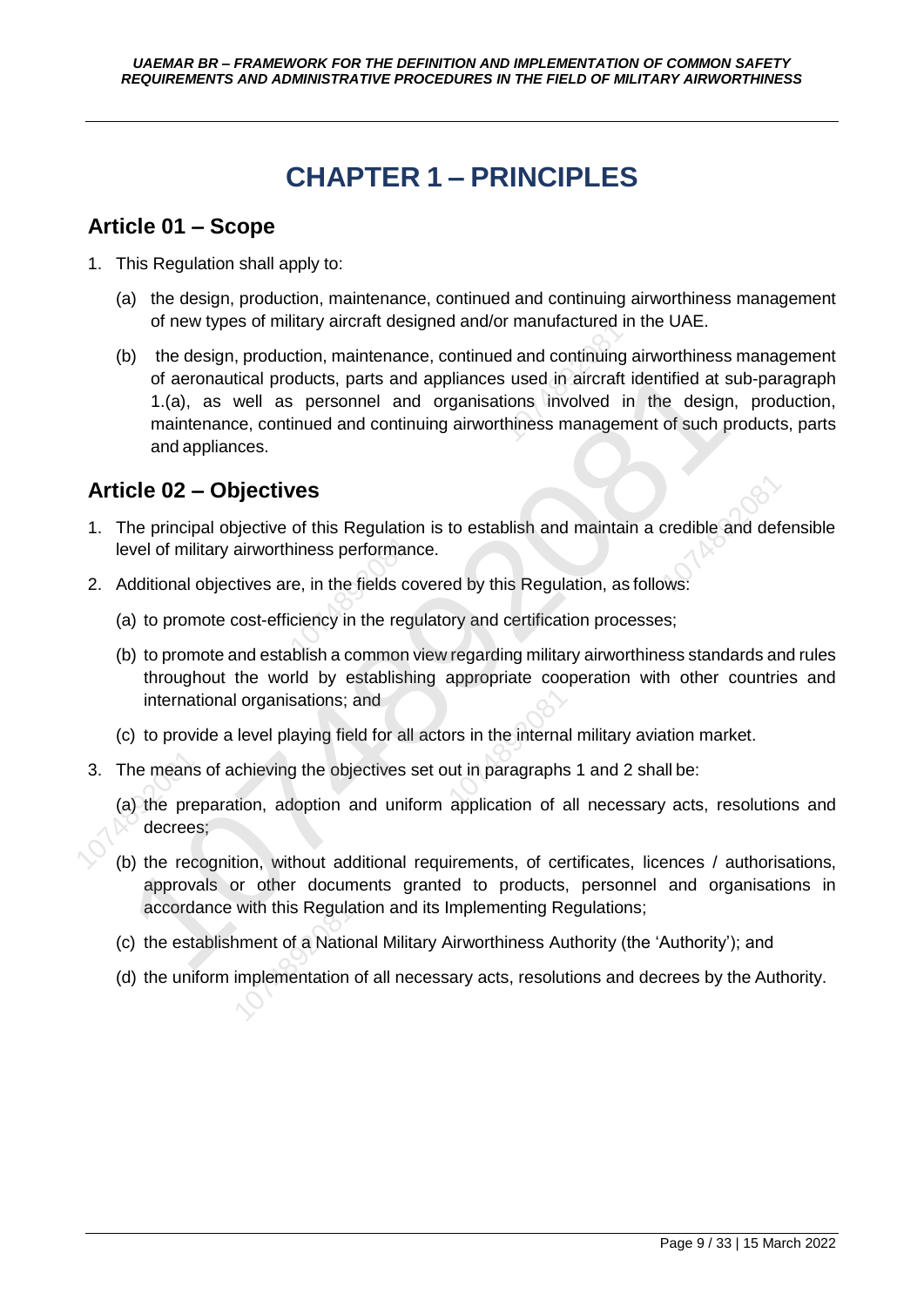# CHAPTER 1 – PRINCIPLES

## Article 01 – Scope

1. This Regulation shall apply to:

   (a) the design, production, maintenance, continued and continuing airworthiness management of new types of military aircraft designed and/or manufactured in the UAE.

   (b) the design, production, maintenance, continued and continuing airworthiness management of aeronautical products, parts and appliances used in aircraft identified at sub-paragraph 1.(a), as well as personnel and organisations involved in the design, production, maintenance, continued and continuing airworthiness management of such products, parts and appliances.

## Article 02 – Objectives

1. The principal objective of this Regulation is to establish and maintain a credible and defensible level of military airworthiness performance.

2. Additional objectives are, in the fields covered by this Regulation, as follows:

   (a) to promote cost-efficiency in the regulatory and certification processes;

   (b) to promote and establish a common view regarding military airworthiness standards and rules throughout the world by establishing appropriate cooperation with other countries and international organisations; and

   (c) to provide a level playing field for all actors in the internal military aviation market.

3. The means of achieving the objectives set out in paragraphs 1 and 2 shall be:

   (a) the preparation, adoption and uniform application of all necessary acts, resolutions and decrees;

   (b) the recognition, without additional requirements, of certificates, licences / authorisations, approvals or other documents granted to products, personnel and organisations in accordance with this Regulation and its Implementing Regulations;

   (c) the establishment of a National Military Airworthiness Authority (the 'Authority'); and

   (d) the uniform implementation of all necessary acts, resolutions and decrees by the Authority.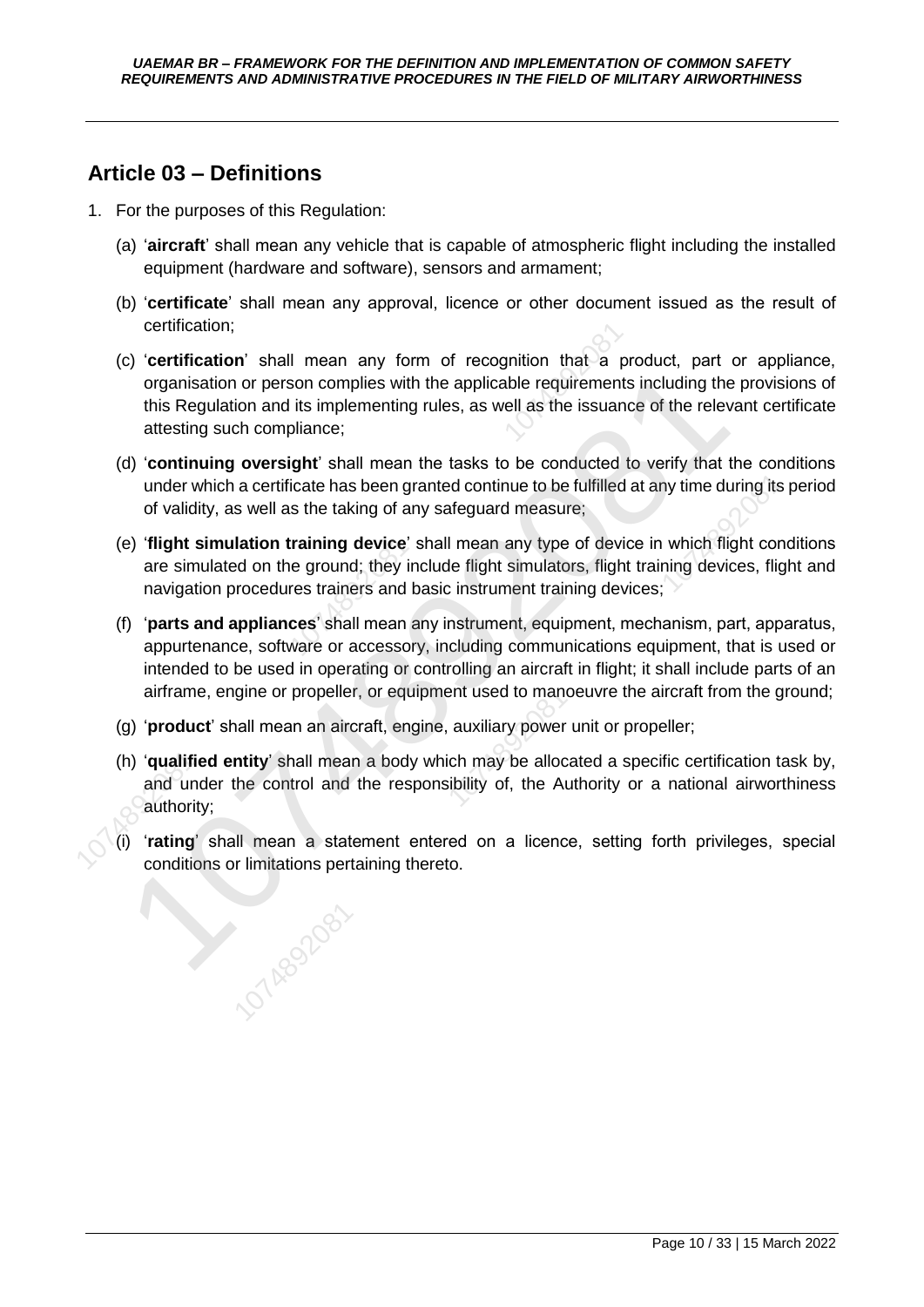## Article 03 – Definitions

1. For the purposes of this Regulation:

   (a) '**aircraft**' shall mean any vehicle that is capable of atmospheric flight including the installed equipment (hardware and software), sensors and armament;

   (b) '**certificate**' shall mean any approval, licence or other document issued as the result of certification;

   (c) '**certification**' shall mean any form of recognition that a product, part or appliance, organisation or person complies with the applicable requirements including the provisions of this Regulation and its implementing rules, as well as the issuance of the relevant certificate attesting such compliance;

   (d) '**continuing oversight**' shall mean the tasks to be conducted to verify that the conditions under which a certificate has been granted continue to be fulfilled at any time during its period of validity, as well as the taking of any safeguard measure;

   (e) '**flight simulation training device**' shall mean any type of device in which flight conditions are simulated on the ground; they include flight simulators, flight training devices, flight and navigation procedures trainers and basic instrument training devices;

   (f) '**parts and appliances**' shall mean any instrument, equipment, mechanism, part, apparatus, appurtenance, software or accessory, including communications equipment, that is used or intended to be used in operating or controlling an aircraft in flight; it shall include parts of an airframe, engine or propeller, or equipment used to manoeuvre the aircraft from the ground;

   (g) '**product**' shall mean an aircraft, engine, auxiliary power unit or propeller;

   (h) '**qualified entity**' shall mean a body which may be allocated a specific certification task by, and under the control and the responsibility of, the Authority or a national airworthiness authority;

   (i) '**rating**' shall mean a statement entered on a licence, setting forth privileges, special conditions or limitations pertaining thereto.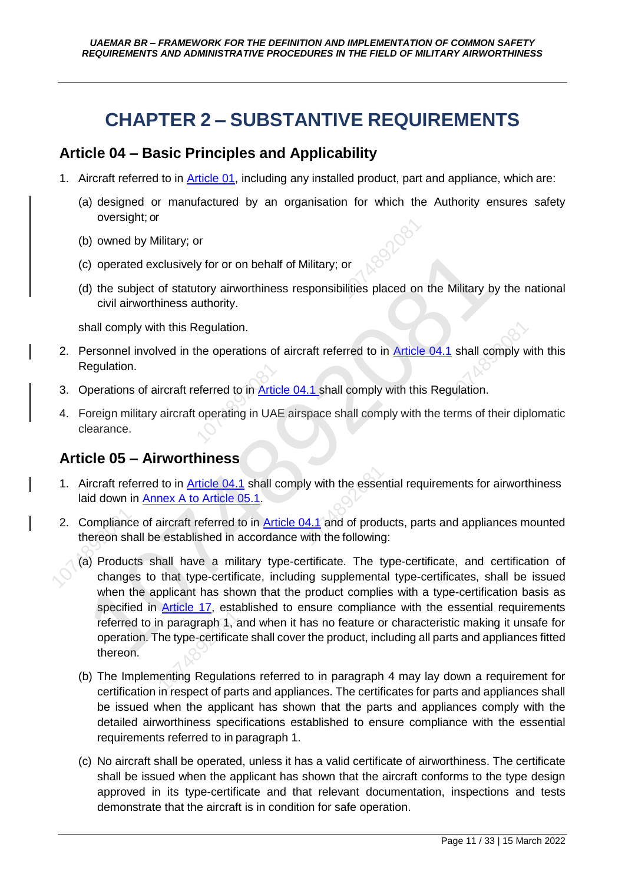# CHAPTER 2 – SUBSTANTIVE REQUIREMENTS

## Article 04 – Basic Principles and Applicability

1. Aircraft referred to in Article 01, including any installed product, part and appliance, which are:

   (a) designed or manufactured by an organisation for which the Authority ensures safety oversight; or

   (b) owned by Military; or

   (c) operated exclusively for or on behalf of Military; or

   (d) the subject of statutory airworthiness responsibilities placed on the Military by the national civil airworthiness authority.

   shall comply with this Regulation.

2. Personnel involved in the operations of aircraft referred to in Article 04.1 shall comply with this Regulation.

3. Operations of aircraft referred to in Article 04.1 shall comply with this Regulation.

4. Foreign military aircraft operating in UAE airspace shall comply with the terms of their diplomatic clearance.

## Article 05 – Airworthiness

1. Aircraft referred to in Article 04.1 shall comply with the essential requirements for airworthiness laid down in Annex A to Article 05.1.

2. Compliance of aircraft referred to in Article 04.1 and of products, parts and appliances mounted thereon shall be established in accordance with the following:

   (a) Products shall have a military type-certificate. The type-certificate, and certification of changes to that type-certificate, including supplemental type-certificates, shall be issued when the applicant has shown that the product complies with a type-certification basis as specified in Article 17, established to ensure compliance with the essential requirements referred to in paragraph 1, and when it has no feature or characteristic making it unsafe for operation. The type-certificate shall cover the product, including all parts and appliances fitted thereon.

   (b) The Implementing Regulations referred to in paragraph 4 may lay down a requirement for certification in respect of parts and appliances. The certificates for parts and appliances shall be issued when the applicant has shown that the parts and appliances comply with the detailed airworthiness specifications established to ensure compliance with the essential requirements referred to in paragraph 1.

   (c) No aircraft shall be operated, unless it has a valid certificate of airworthiness. The certificate shall be issued when the applicant has shown that the aircraft conforms to the type design approved in its type-certificate and that relevant documentation, inspections and tests demonstrate that the aircraft is in condition for safe operation.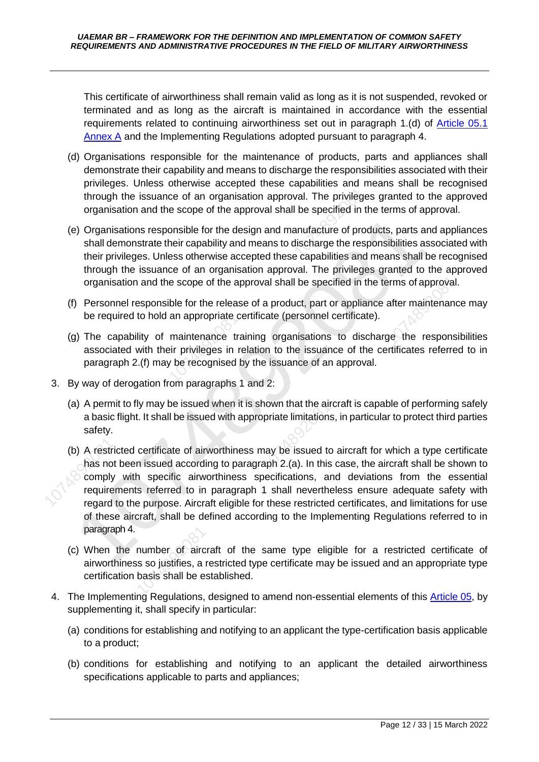This certificate of airworthiness shall remain valid as long as it is not suspended, revoked or terminated and as long as the aircraft is maintained in accordance with the essential requirements related to continuing airworthiness set out in paragraph 1.(d) of Article 05.1 Annex A and the Implementing Regulations adopted pursuant to paragraph 4.

(d) Organisations responsible for the maintenance of products, parts and appliances shall demonstrate their capability and means to discharge the responsibilities associated with their privileges. Unless otherwise accepted these capabilities and means shall be recognised through the issuance of an organisation approval. The privileges granted to the approved organisation and the scope of the approval shall be specified in the terms of approval.

(e) Organisations responsible for the design and manufacture of products, parts and appliances shall demonstrate their capability and means to discharge the responsibilities associated with their privileges. Unless otherwise accepted these capabilities and means shall be recognised through the issuance of an organisation approval. The privileges granted to the approved organisation and the scope of the approval shall be specified in the terms of approval.

(f) Personnel responsible for the release of a product, part or appliance after maintenance may be required to hold an appropriate certificate (personnel certificate).

(g) The capability of maintenance training organisations to discharge the responsibilities associated with their privileges in relation to the issuance of the certificates referred to in paragraph 2.(f) may be recognised by the issuance of an approval.

3. By way of derogation from paragraphs 1 and 2:

   (a) A permit to fly may be issued when it is shown that the aircraft is capable of performing safely a basic flight. It shall be issued with appropriate limitations, in particular to protect third parties safety.

   (b) A restricted certificate of airworthiness may be issued to aircraft for which a type certificate has not been issued according to paragraph 2.(a). In this case, the aircraft shall be shown to comply with specific airworthiness specifications, and deviations from the essential requirements referred to in paragraph 1 shall nevertheless ensure adequate safety with regard to the purpose. Aircraft eligible for these restricted certificates, and limitations for use of these aircraft, shall be defined according to the Implementing Regulations referred to in paragraph 4.

   (c) When the number of aircraft of the same type eligible for a restricted certificate of airworthiness so justifies, a restricted type certificate may be issued and an appropriate type certification basis shall be established.

4. The Implementing Regulations, designed to amend non-essential elements of this Article 05, by supplementing it, shall specify in particular:

   (a) conditions for establishing and notifying to an applicant the type-certification basis applicable to a product;

   (b) conditions for establishing and notifying to an applicant the detailed airworthiness specifications applicable to parts and appliances;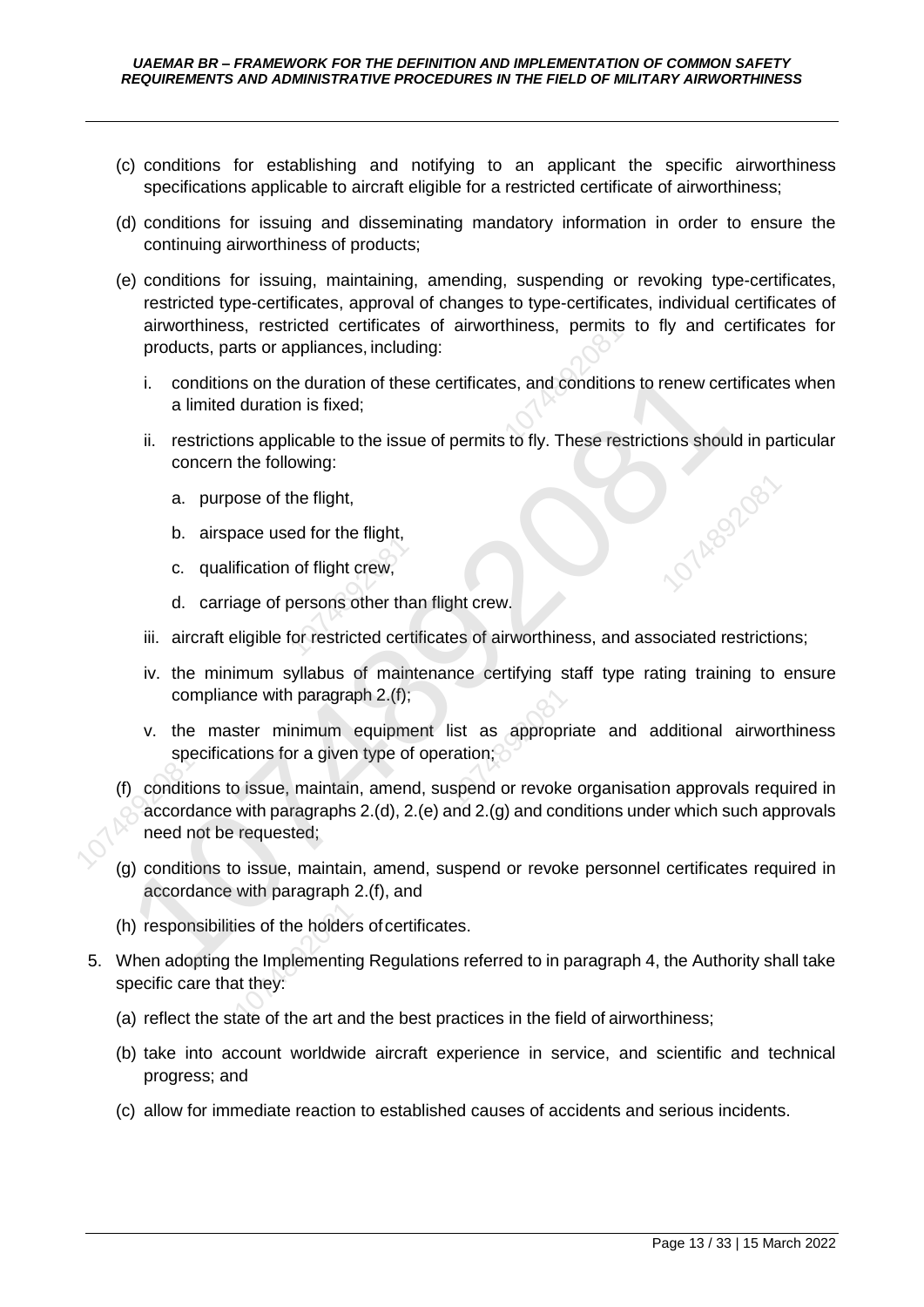(c) conditions for establishing and notifying to an applicant the specific airworthiness specifications applicable to aircraft eligible for a restricted certificate of airworthiness;

(d) conditions for issuing and disseminating mandatory information in order to ensure the continuing airworthiness of products;

(e) conditions for issuing, maintaining, amending, suspending or revoking type-certificates, restricted type-certificates, approval of changes to type-certificates, individual certificates of airworthiness, restricted certificates of airworthiness, permits to fly and certificates for products, parts or appliances, including:

   i. conditions on the duration of these certificates, and conditions to renew certificates when a limited duration is fixed;

   ii. restrictions applicable to the issue of permits to fly. These restrictions should in particular concern the following:

      a. purpose of the flight,

      b. airspace used for the flight,

      c. qualification of flight crew,

      d. carriage of persons other than flight crew.

   iii. aircraft eligible for restricted certificates of airworthiness, and associated restrictions;

   iv. the minimum syllabus of maintenance certifying staff type rating training to ensure compliance with paragraph 2.(f);

   v. the master minimum equipment list as appropriate and additional airworthiness specifications for a given type of operation;

(f) conditions to issue, maintain, amend, suspend or revoke organisation approvals required in accordance with paragraphs 2.(d), 2.(e) and 2.(g) and conditions under which such approvals need not be requested;

(g) conditions to issue, maintain, amend, suspend or revoke personnel certificates required in accordance with paragraph 2.(f), and

(h) responsibilities of the holders of certificates.

5. When adopting the Implementing Regulations referred to in paragraph 4, the Authority shall take specific care that they:

   (a) reflect the state of the art and the best practices in the field of airworthiness;

   (b) take into account worldwide aircraft experience in service, and scientific and technical progress; and

   (c) allow for immediate reaction to established causes of accidents and serious incidents.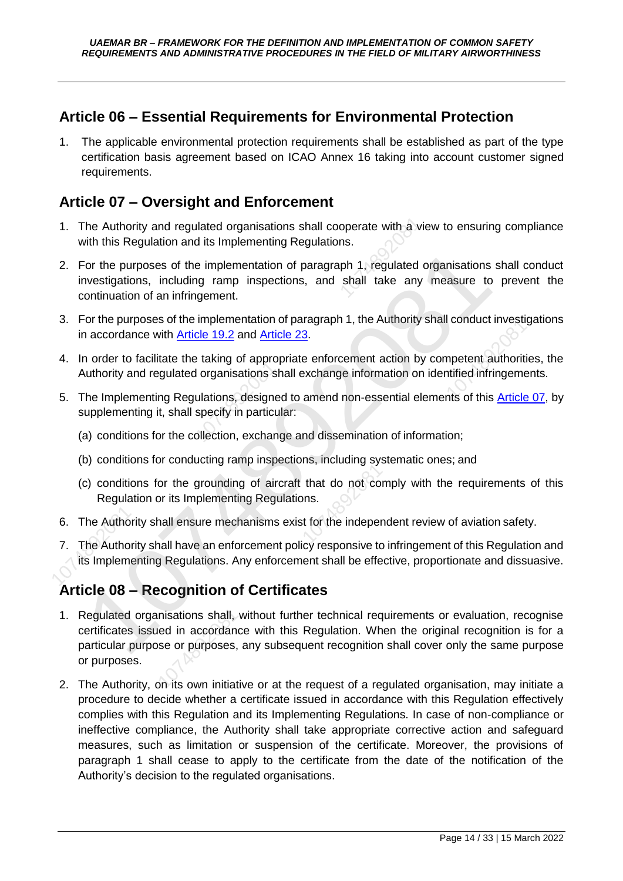## Article 06 – Essential Requirements for Environmental Protection

1. The applicable environmental protection requirements shall be established as part of the type certification basis agreement based on ICAO Annex 16 taking into account customer signed requirements.

## Article 07 – Oversight and Enforcement

1. The Authority and regulated organisations shall cooperate with a view to ensuring compliance with this Regulation and its Implementing Regulations.
2. For the purposes of the implementation of paragraph 1, regulated organisations shall conduct investigations, including ramp inspections, and shall take any measure to prevent the continuation of an infringement.
3. For the purposes of the implementation of paragraph 1, the Authority shall conduct investigations in accordance with Article 19.2 and Article 23.
4. In order to facilitate the taking of appropriate enforcement action by competent authorities, the Authority and regulated organisations shall exchange information on identified infringements.
5. The Implementing Regulations, designed to amend non-essential elements of this Article 07, by supplementing it, shall specify in particular:
   (a) conditions for the collection, exchange and dissemination of information;
   (b) conditions for conducting ramp inspections, including systematic ones; and
   (c) conditions for the grounding of aircraft that do not comply with the requirements of this Regulation or its Implementing Regulations.
6. The Authority shall ensure mechanisms exist for the independent review of aviation safety.
7. The Authority shall have an enforcement policy responsive to infringement of this Regulation and its Implementing Regulations. Any enforcement shall be effective, proportionate and dissuasive.

## Article 08 – Recognition of Certificates

1. Regulated organisations shall, without further technical requirements or evaluation, recognise certificates issued in accordance with this Regulation. When the original recognition is for a particular purpose or purposes, any subsequent recognition shall cover only the same purpose or purposes.
2. The Authority, on its own initiative or at the request of a regulated organisation, may initiate a procedure to decide whether a certificate issued in accordance with this Regulation effectively complies with this Regulation and its Implementing Regulations. In case of non-compliance or ineffective compliance, the Authority shall take appropriate corrective action and safeguard measures, such as limitation or suspension of the certificate. Moreover, the provisions of paragraph 1 shall cease to apply to the certificate from the date of the notification of the Authority's decision to the regulated organisations.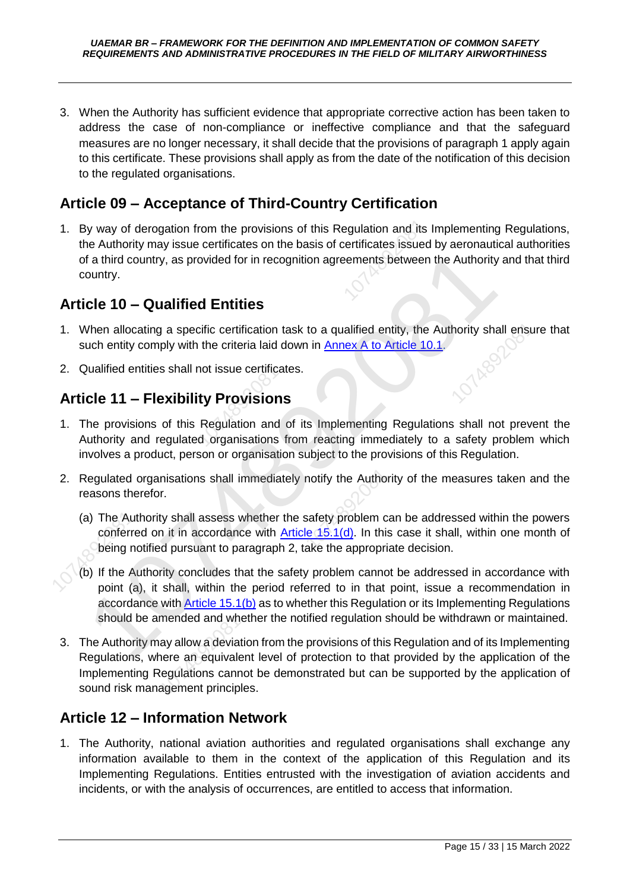3. When the Authority has sufficient evidence that appropriate corrective action has been taken to address the case of non-compliance or ineffective compliance and that the safeguard measures are no longer necessary, it shall decide that the provisions of paragraph 1 apply again to this certificate. These provisions shall apply as from the date of the notification of this decision to the regulated organisations.

## Article 09 – Acceptance of Third-Country Certification

1. By way of derogation from the provisions of this Regulation and its Implementing Regulations, the Authority may issue certificates on the basis of certificates issued by aeronautical authorities of a third country, as provided for in recognition agreements between the Authority and that third country.

## Article 10 – Qualified Entities

1. When allocating a specific certification task to a qualified entity, the Authority shall ensure that such entity comply with the criteria laid down in Annex A to Article 10.1.
2. Qualified entities shall not issue certificates.

## Article 11 – Flexibility Provisions

1. The provisions of this Regulation and of its Implementing Regulations shall not prevent the Authority and regulated organisations from reacting immediately to a safety problem which involves a product, person or organisation subject to the provisions of this Regulation.
2. Regulated organisations shall immediately notify the Authority of the measures taken and the reasons therefor.
   - (a) The Authority shall assess whether the safety problem can be addressed within the powers conferred on it in accordance with Article 15.1(d). In this case it shall, within one month of being notified pursuant to paragraph 2, take the appropriate decision.
   - (b) If the Authority concludes that the safety problem cannot be addressed in accordance with point (a), it shall, within the period referred to in that point, issue a recommendation in accordance with Article 15.1(b) as to whether this Regulation or its Implementing Regulations should be amended and whether the notified regulation should be withdrawn or maintained.
3. The Authority may allow a deviation from the provisions of this Regulation and of its Implementing Regulations, where an equivalent level of protection to that provided by the application of the Implementing Regulations cannot be demonstrated but can be supported by the application of sound risk management principles.

## Article 12 – Information Network

1. The Authority, national aviation authorities and regulated organisations shall exchange any information available to them in the context of the application of this Regulation and its Implementing Regulations. Entities entrusted with the investigation of aviation accidents and incidents, or with the analysis of occurrences, are entitled to access that information.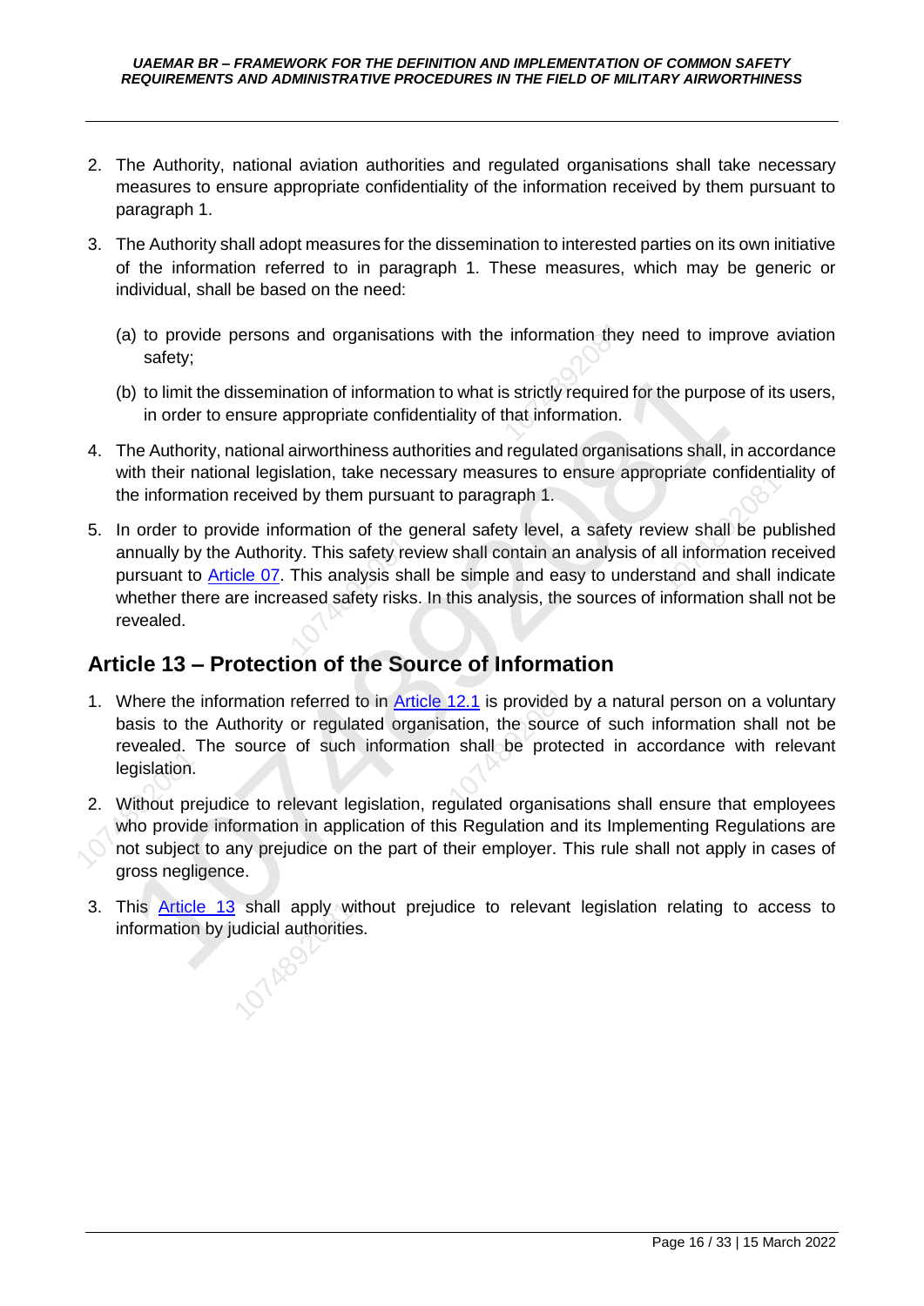2. The Authority, national aviation authorities and regulated organisations shall take necessary measures to ensure appropriate confidentiality of the information received by them pursuant to paragraph 1.

3. The Authority shall adopt measures for the dissemination to interested parties on its own initiative of the information referred to in paragraph 1. These measures, which may be generic or individual, shall be based on the need:

   (a) to provide persons and organisations with the information they need to improve aviation safety;

   (b) to limit the dissemination of information to what is strictly required for the purpose of its users, in order to ensure appropriate confidentiality of that information.

4. The Authority, national airworthiness authorities and regulated organisations shall, in accordance with their national legislation, take necessary measures to ensure appropriate confidentiality of the information received by them pursuant to paragraph 1.

5. In order to provide information of the general safety level, a safety review shall be published annually by the Authority. This safety review shall contain an analysis of all information received pursuant to Article 07. This analysis shall be simple and easy to understand and shall indicate whether there are increased safety risks. In this analysis, the sources of information shall not be revealed.

## Article 13 – Protection of the Source of Information

1. Where the information referred to in Article 12.1 is provided by a natural person on a voluntary basis to the Authority or regulated organisation, the source of such information shall not be revealed. The source of such information shall be protected in accordance with relevant legislation.

2. Without prejudice to relevant legislation, regulated organisations shall ensure that employees who provide information in application of this Regulation and its Implementing Regulations are not subject to any prejudice on the part of their employer. This rule shall not apply in cases of gross negligence.

3. This Article 13 shall apply without prejudice to relevant legislation relating to access to information by judicial authorities.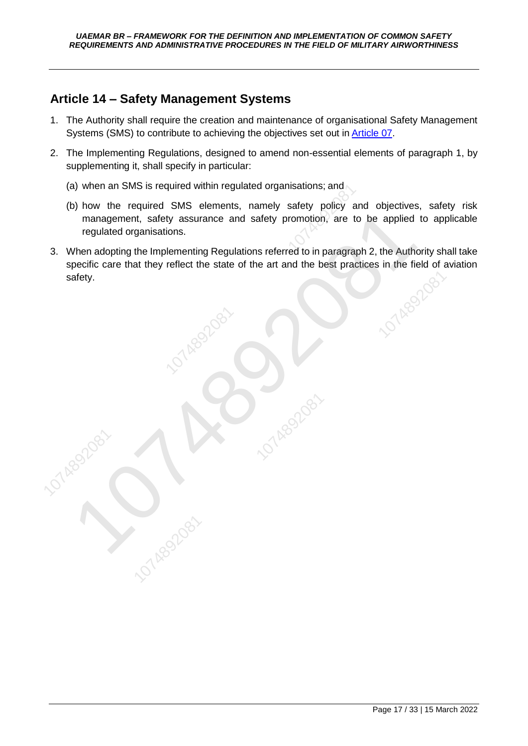## Article 14 – Safety Management Systems

1. The Authority shall require the creation and maintenance of organisational Safety Management Systems (SMS) to contribute to achieving the objectives set out in [Article 07](#).
2. The Implementing Regulations, designed to amend non-essential elements of paragraph 1, by supplementing it, shall specify in particular:
   (a) when an SMS is required within regulated organisations; and
   (b) how the required SMS elements, namely safety policy and objectives, safety risk management, safety assurance and safety promotion, are to be applied to applicable regulated organisations.
3. When adopting the Implementing Regulations referred to in paragraph 2, the Authority shall take specific care that they reflect the state of the art and the best practices in the field of aviation safety.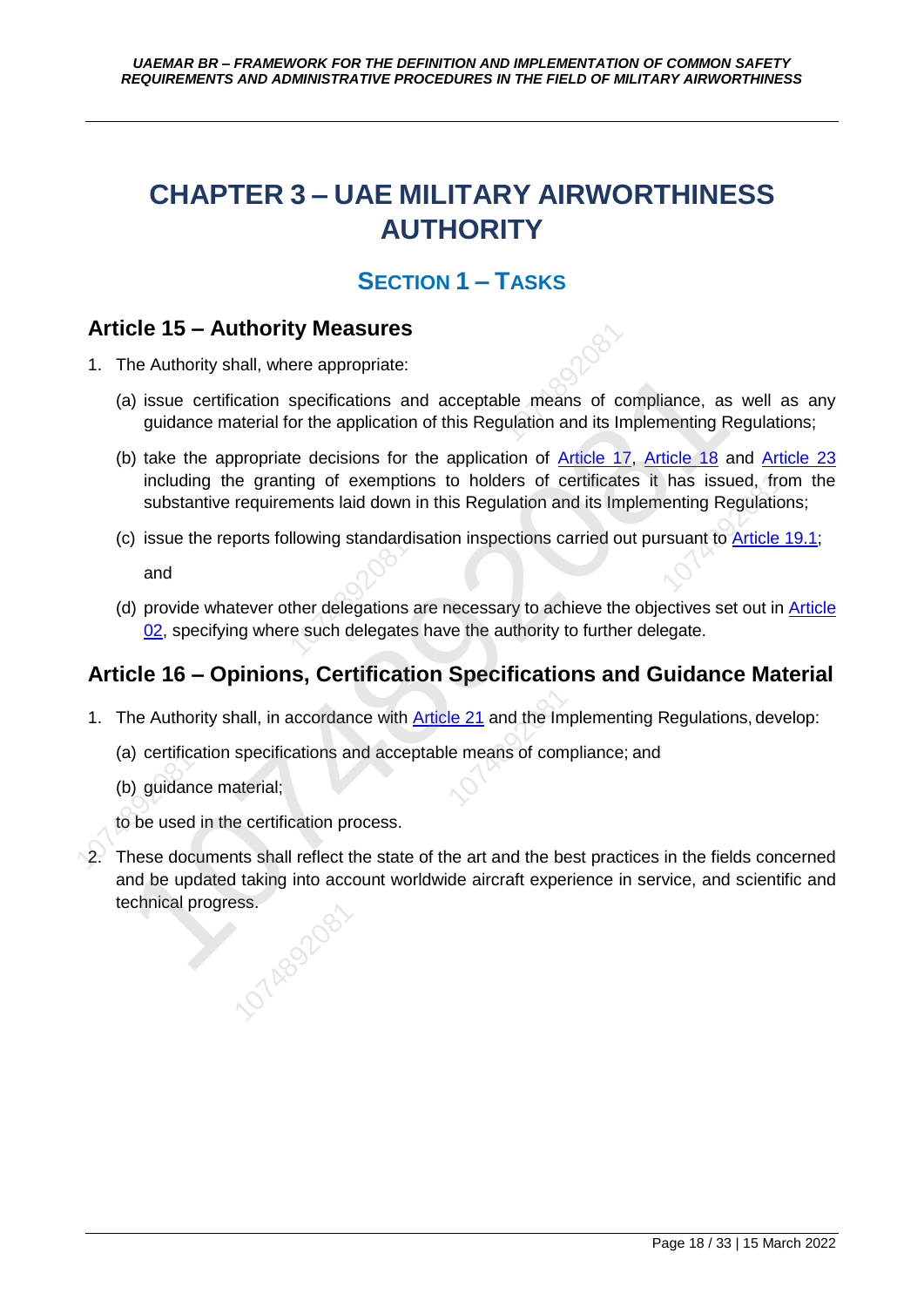# CHAPTER 3 – UAE MILITARY AIRWORTHINESS AUTHORITY

## SECTION 1 – TASKS

### Article 15 – Authority Measures

1. The Authority shall, where appropriate:

   (a) issue certification specifications and acceptable means of compliance, as well as any guidance material for the application of this Regulation and its Implementing Regulations;

   (b) take the appropriate decisions for the application of Article 17, Article 18 and Article 23 including the granting of exemptions to holders of certificates it has issued, from the substantive requirements laid down in this Regulation and its Implementing Regulations;

   (c) issue the reports following standardisation inspections carried out pursuant to Article 19.1;

   and

   (d) provide whatever other delegations are necessary to achieve the objectives set out in Article 02, specifying where such delegates have the authority to further delegate.

### Article 16 – Opinions, Certification Specifications and Guidance Material

1. The Authority shall, in accordance with Article 21 and the Implementing Regulations, develop:

   (a) certification specifications and acceptable means of compliance; and

   (b) guidance material;

   to be used in the certification process.

2. These documents shall reflect the state of the art and the best practices in the fields concerned and be updated taking into account worldwide aircraft experience in service, and scientific and technical progress.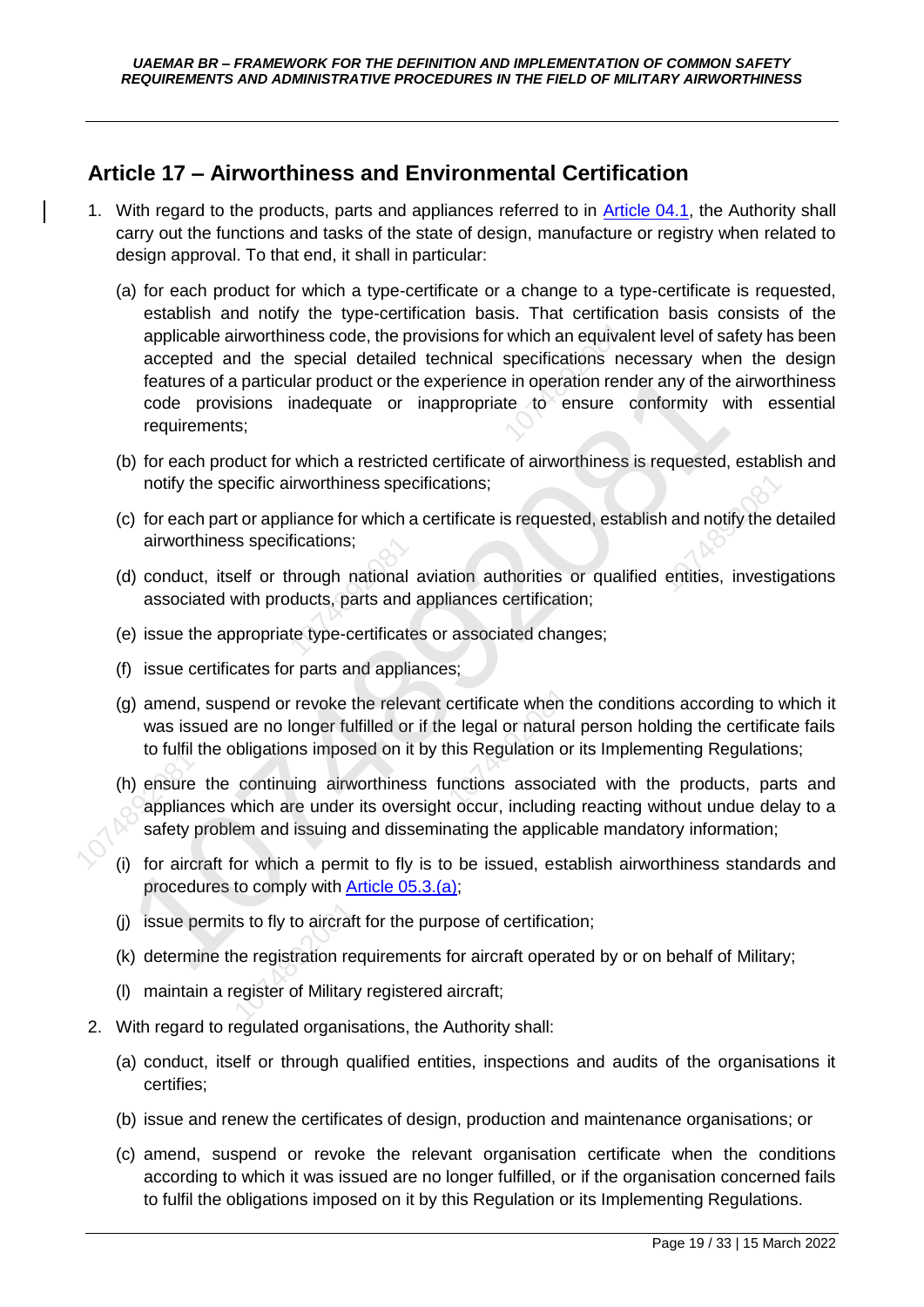## Article 17 – Airworthiness and Environmental Certification

1. With regard to the products, parts and appliances referred to in Article 04.1, the Authority shall carry out the functions and tasks of the state of design, manufacture or registry when related to design approval. To that end, it shall in particular:

   (a) for each product for which a type-certificate or a change to a type-certificate is requested, establish and notify the type-certification basis. That certification basis consists of the applicable airworthiness code, the provisions for which an equivalent level of safety has been accepted and the special detailed technical specifications necessary when the design features of a particular product or the experience in operation render any of the airworthiness code provisions inadequate or inappropriate to ensure conformity with essential requirements;

   (b) for each product for which a restricted certificate of airworthiness is requested, establish and notify the specific airworthiness specifications;

   (c) for each part or appliance for which a certificate is requested, establish and notify the detailed airworthiness specifications;

   (d) conduct, itself or through national aviation authorities or qualified entities, investigations associated with products, parts and appliances certification;

   (e) issue the appropriate type-certificates or associated changes;

   (f) issue certificates for parts and appliances;

   (g) amend, suspend or revoke the relevant certificate when the conditions according to which it was issued are no longer fulfilled or if the legal or natural person holding the certificate fails to fulfil the obligations imposed on it by this Regulation or its Implementing Regulations;

   (h) ensure the continuing airworthiness functions associated with the products, parts and appliances which are under its oversight occur, including reacting without undue delay to a safety problem and issuing and disseminating the applicable mandatory information;

   (i) for aircraft for which a permit to fly is to be issued, establish airworthiness standards and procedures to comply with Article 05.3.(a);

   (j) issue permits to fly to aircraft for the purpose of certification;

   (k) determine the registration requirements for aircraft operated by or on behalf of Military;

   (l) maintain a register of Military registered aircraft;

2. With regard to regulated organisations, the Authority shall:

   (a) conduct, itself or through qualified entities, inspections and audits of the organisations it certifies;

   (b) issue and renew the certificates of design, production and maintenance organisations; or

   (c) amend, suspend or revoke the relevant organisation certificate when the conditions according to which it was issued are no longer fulfilled, or if the organisation concerned fails to fulfil the obligations imposed on it by this Regulation or its Implementing Regulations.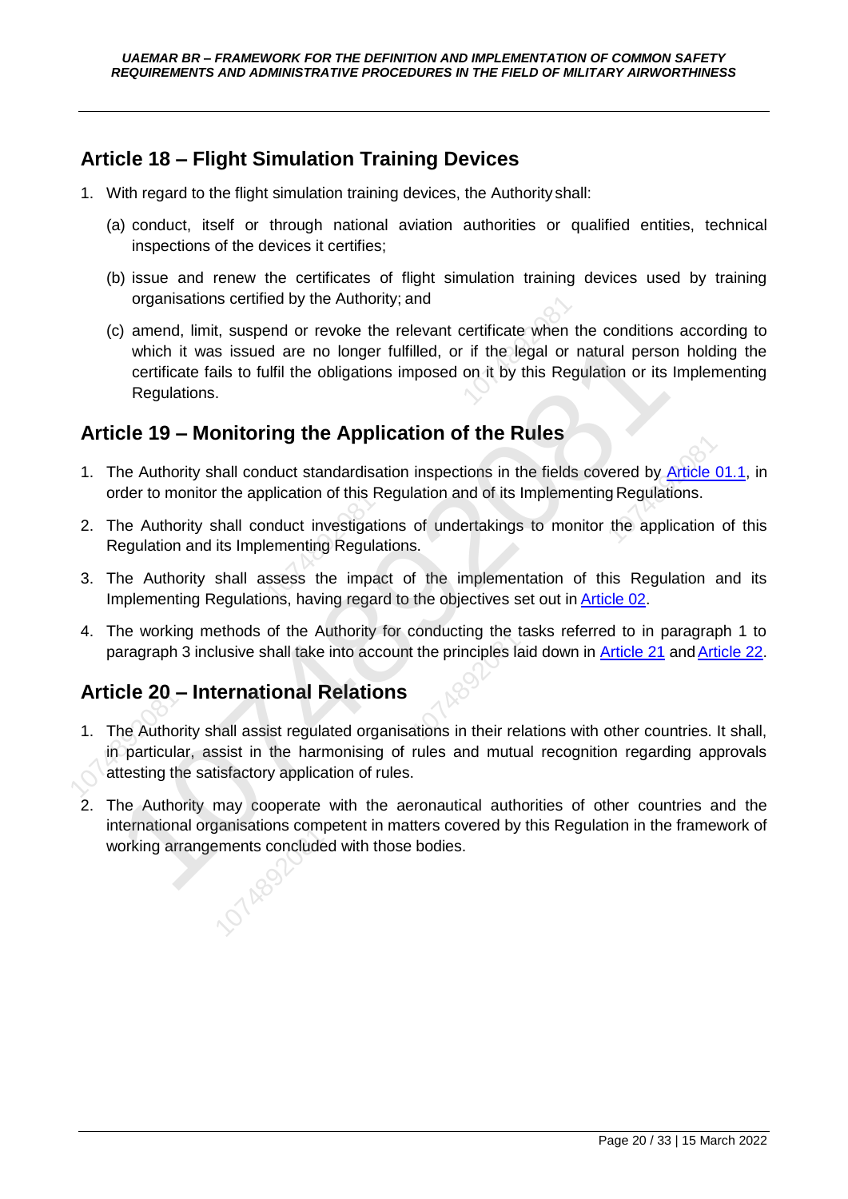## Article 18 – Flight Simulation Training Devices

1. With regard to the flight simulation training devices, the Authority shall:

   (a) conduct, itself or through national aviation authorities or qualified entities, technical inspections of the devices it certifies;

   (b) issue and renew the certificates of flight simulation training devices used by training organisations certified by the Authority; and

   (c) amend, limit, suspend or revoke the relevant certificate when the conditions according to which it was issued are no longer fulfilled, or if the legal or natural person holding the certificate fails to fulfil the obligations imposed on it by this Regulation or its Implementing Regulations.

## Article 19 – Monitoring the Application of the Rules

1. The Authority shall conduct standardisation inspections in the fields covered by Article 01.1, in order to monitor the application of this Regulation and of its Implementing Regulations.

2. The Authority shall conduct investigations of undertakings to monitor the application of this Regulation and its Implementing Regulations.

3. The Authority shall assess the impact of the implementation of this Regulation and its Implementing Regulations, having regard to the objectives set out in Article 02.

4. The working methods of the Authority for conducting the tasks referred to in paragraph 1 to paragraph 3 inclusive shall take into account the principles laid down in Article 21 and Article 22.

## Article 20 – International Relations

1. The Authority shall assist regulated organisations in their relations with other countries. It shall, in particular, assist in the harmonising of rules and mutual recognition regarding approvals attesting the satisfactory application of rules.

2. The Authority may cooperate with the aeronautical authorities of other countries and the international organisations competent in matters covered by this Regulation in the framework of working arrangements concluded with those bodies.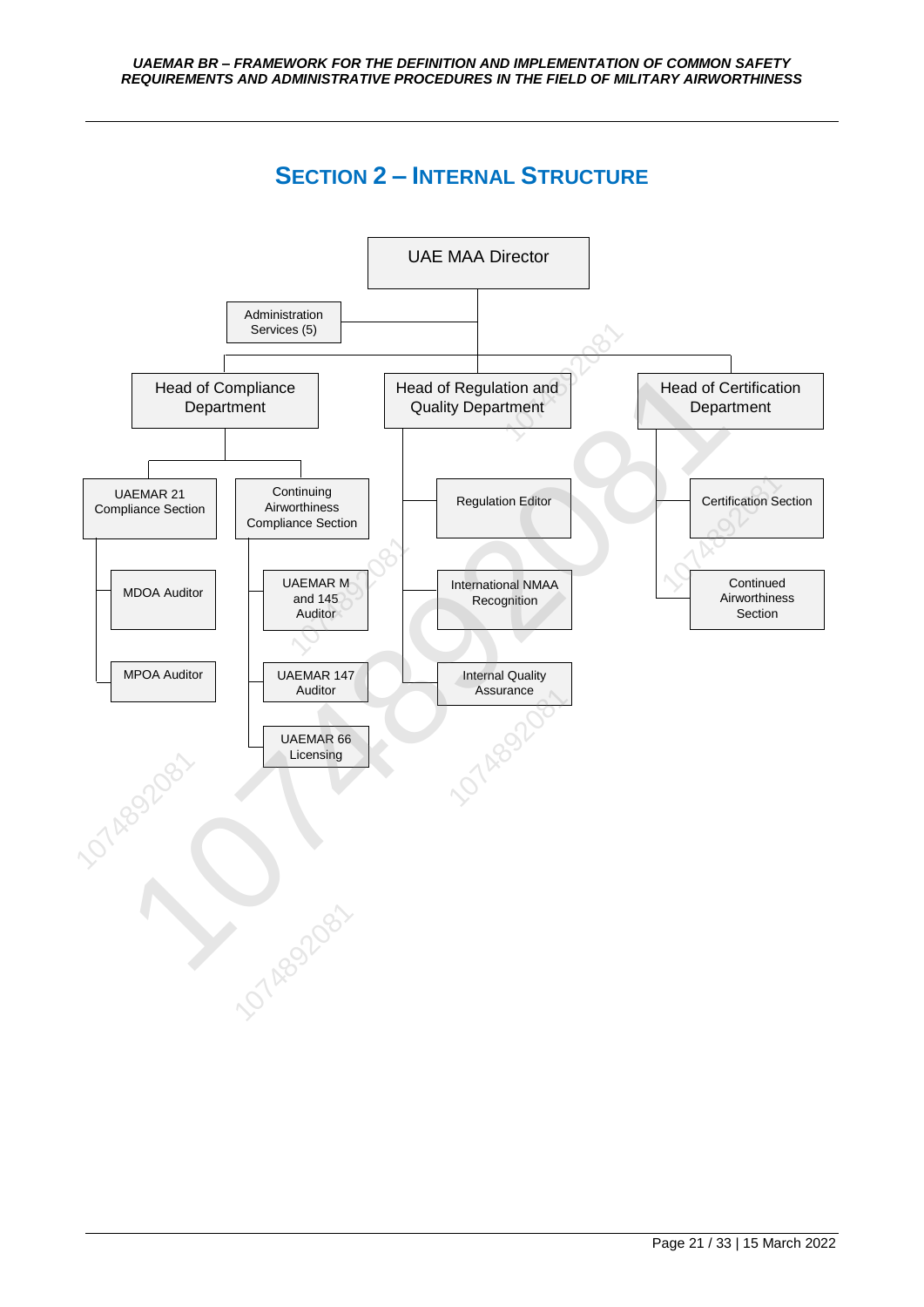# SECTION 2 – INTERNAL STRUCTURE

- UAE MAA Director
  - Administration Services (5)
  - Head of Compliance Department
    - UAEMAR 21 Compliance Section
      - MDOA Auditor
      - MPOA Auditor
    - Continuing Airworthiness Compliance Section
      - UAEMAR M and 145 Auditor
      - UAEMAR 147 Auditor
      - UAEMAR 66 Licensing
  - Head of Regulation and Quality Department
    - Regulation Editor
    - International NMAA Recognition
    - Internal Quality Assurance
  - Head of Certification Department
    - Certification Section
    - Continued Airworthiness Section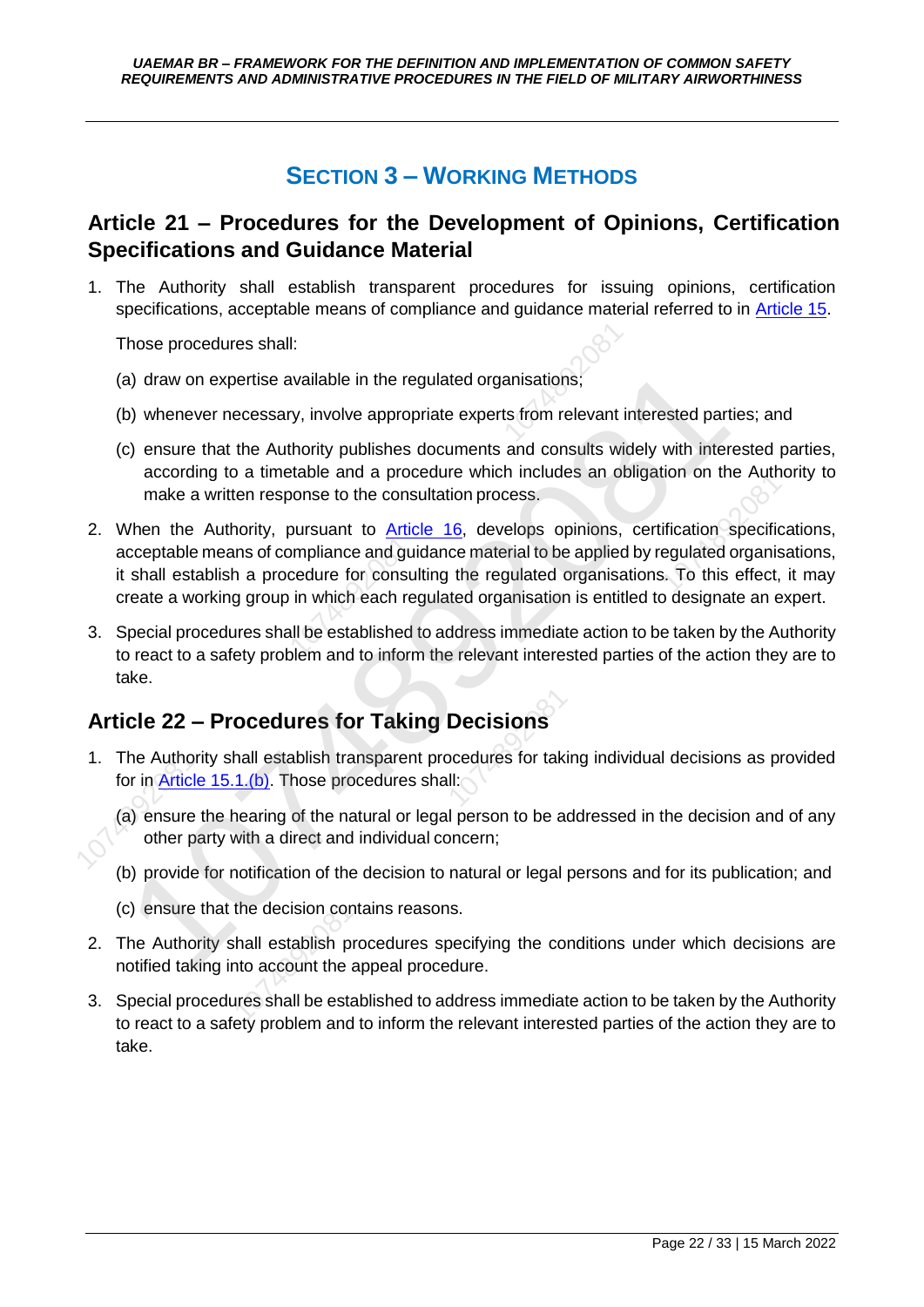## SECTION 3 – WORKING METHODS

### Article 21 – Procedures for the Development of Opinions, Certification Specifications and Guidance Material

1. The Authority shall establish transparent procedures for issuing opinions, certification specifications, acceptable means of compliance and guidance material referred to in Article 15.

   Those procedures shall:

   (a) draw on expertise available in the regulated organisations;

   (b) whenever necessary, involve appropriate experts from relevant interested parties; and

   (c) ensure that the Authority publishes documents and consults widely with interested parties, according to a timetable and a procedure which includes an obligation on the Authority to make a written response to the consultation process.

2. When the Authority, pursuant to Article 16, develops opinions, certification specifications, acceptable means of compliance and guidance material to be applied by regulated organisations, it shall establish a procedure for consulting the regulated organisations. To this effect, it may create a working group in which each regulated organisation is entitled to designate an expert.

3. Special procedures shall be established to address immediate action to be taken by the Authority to react to a safety problem and to inform the relevant interested parties of the action they are to take.

### Article 22 – Procedures for Taking Decisions

1. The Authority shall establish transparent procedures for taking individual decisions as provided for in Article 15.1.(b). Those procedures shall:

   (a) ensure the hearing of the natural or legal person to be addressed in the decision and of any other party with a direct and individual concern;

   (b) provide for notification of the decision to natural or legal persons and for its publication; and

   (c) ensure that the decision contains reasons.

2. The Authority shall establish procedures specifying the conditions under which decisions are notified taking into account the appeal procedure.

3. Special procedures shall be established to address immediate action to be taken by the Authority to react to a safety problem and to inform the relevant interested parties of the action they are to take.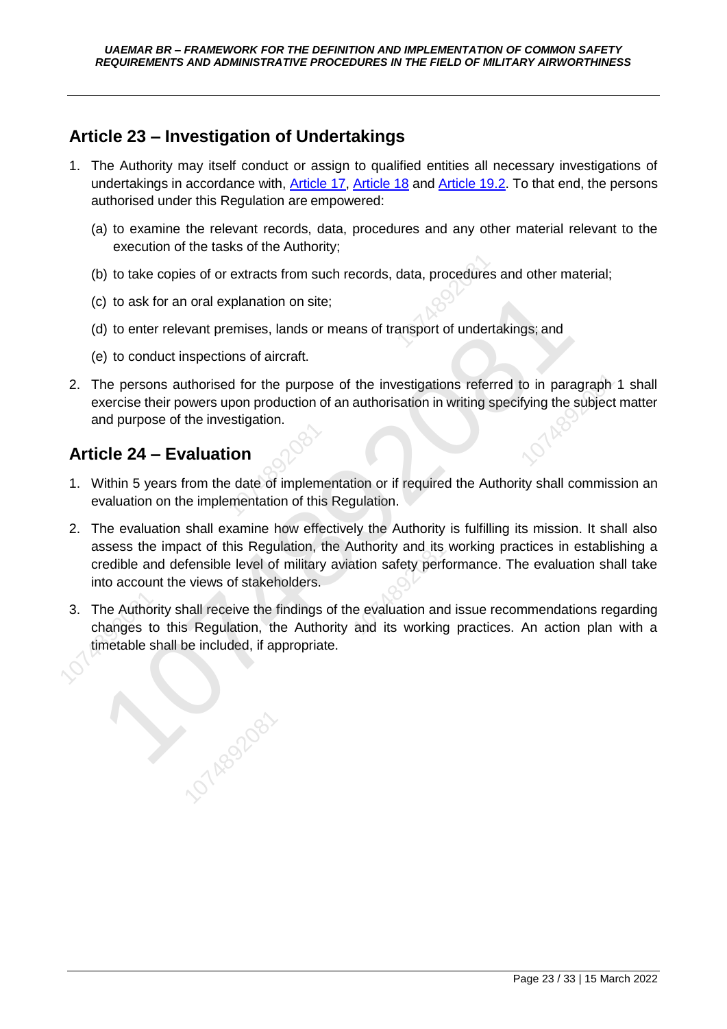## Article 23 – Investigation of Undertakings

1. The Authority may itself conduct or assign to qualified entities all necessary investigations of undertakings in accordance with, Article 17, Article 18 and Article 19.2. To that end, the persons authorised under this Regulation are empowered:

   (a) to examine the relevant records, data, procedures and any other material relevant to the execution of the tasks of the Authority;

   (b) to take copies of or extracts from such records, data, procedures and other material;

   (c) to ask for an oral explanation on site;

   (d) to enter relevant premises, lands or means of transport of undertakings; and

   (e) to conduct inspections of aircraft.

2. The persons authorised for the purpose of the investigations referred to in paragraph 1 shall exercise their powers upon production of an authorisation in writing specifying the subject matter and purpose of the investigation.

## Article 24 – Evaluation

1. Within 5 years from the date of implementation or if required the Authority shall commission an evaluation on the implementation of this Regulation.

2. The evaluation shall examine how effectively the Authority is fulfilling its mission. It shall also assess the impact of this Regulation, the Authority and its working practices in establishing a credible and defensible level of military aviation safety performance. The evaluation shall take into account the views of stakeholders.

3. The Authority shall receive the findings of the evaluation and issue recommendations regarding changes to this Regulation, the Authority and its working practices. An action plan with a timetable shall be included, if appropriate.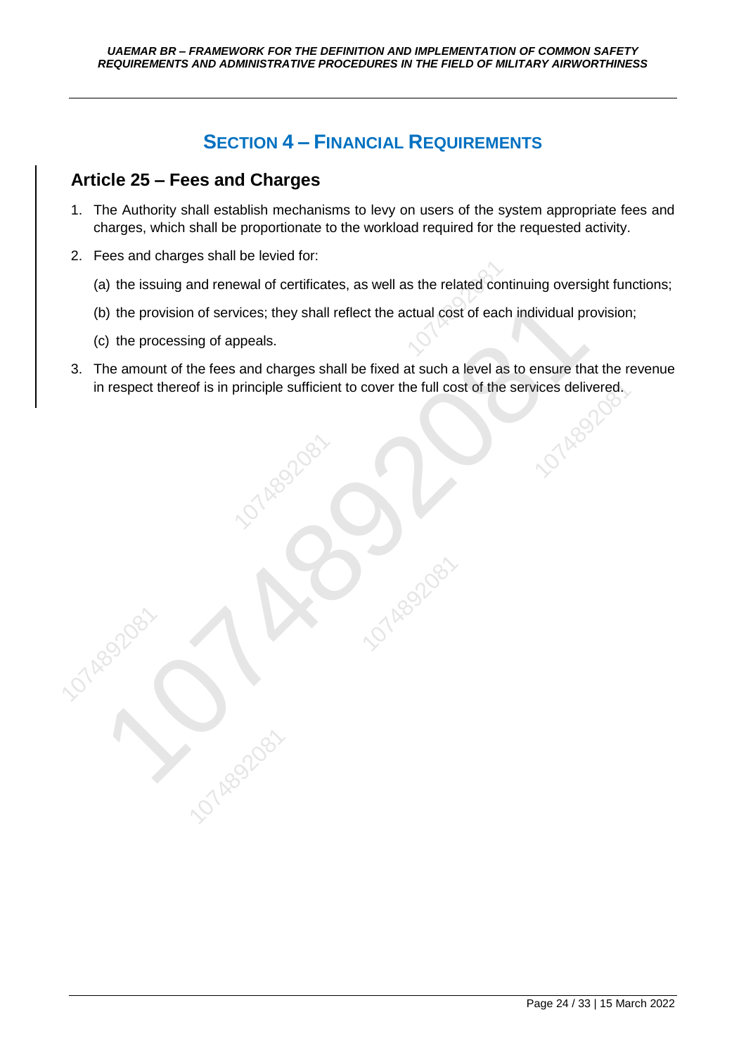# Section 4 – Financial Requirements

## Article 25 – Fees and Charges

1. The Authority shall establish mechanisms to levy on users of the system appropriate fees and charges, which shall be proportionate to the workload required for the requested activity.
2. Fees and charges shall be levied for:
   (a) the issuing and renewal of certificates, as well as the related continuing oversight functions;
   (b) the provision of services; they shall reflect the actual cost of each individual provision;
   (c) the processing of appeals.
3. The amount of the fees and charges shall be fixed at such a level as to ensure that the revenue in respect thereof is in principle sufficient to cover the full cost of the services delivered.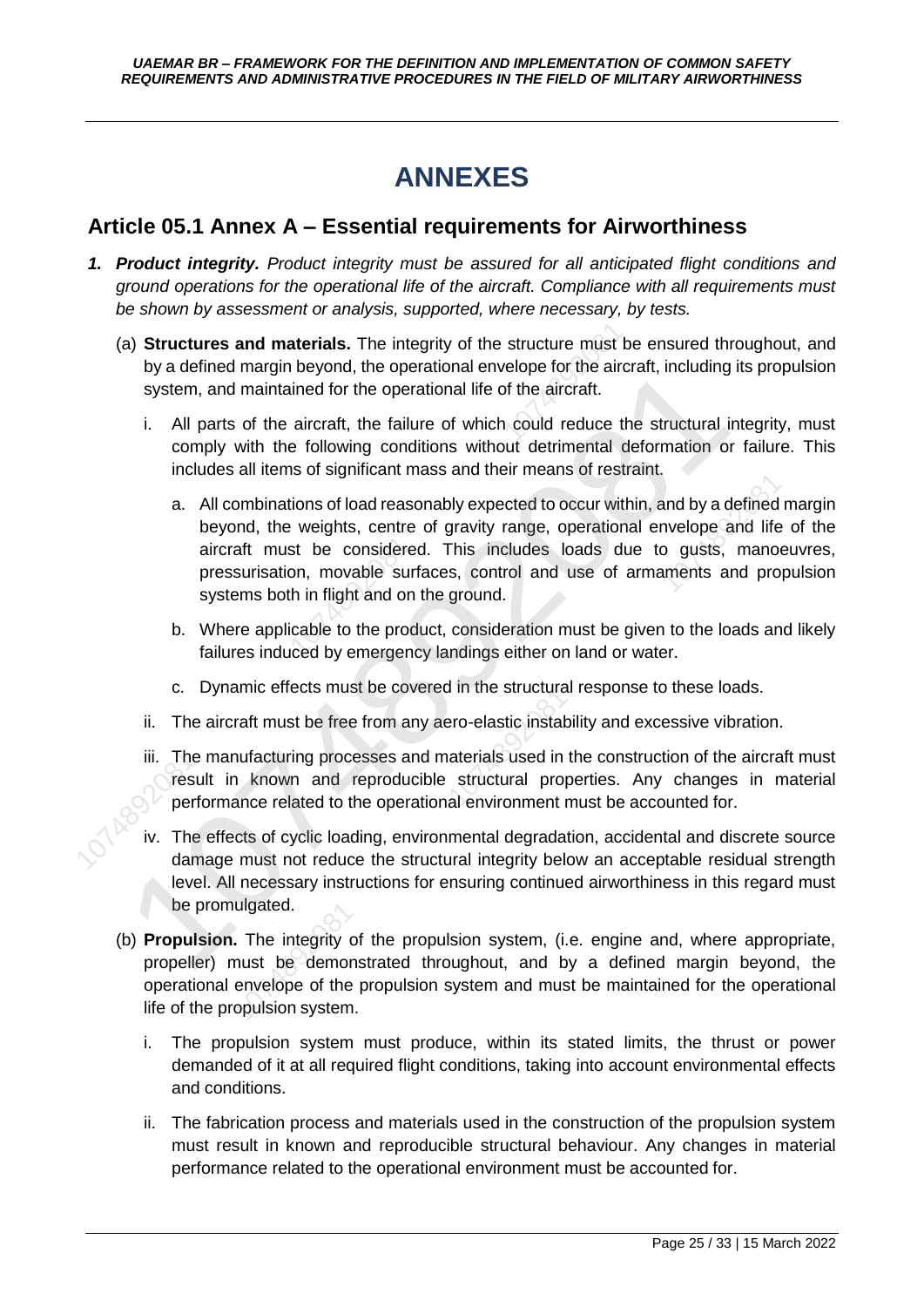# ANNEXES

## Article 05.1 Annex A – Essential requirements for Airworthiness

1. ***Product integrity.*** *Product integrity must be assured for all anticipated flight conditions and ground operations for the operational life of the aircraft. Compliance with all requirements must be shown by assessment or analysis, supported, where necessary, by tests.*

   (a) **Structures and materials.** The integrity of the structure must be ensured throughout, and by a defined margin beyond, the operational envelope for the aircraft, including its propulsion system, and maintained for the operational life of the aircraft.

      i. All parts of the aircraft, the failure of which could reduce the structural integrity, must comply with the following conditions without detrimental deformation or failure. This includes all items of significant mass and their means of restraint.

         a. All combinations of load reasonably expected to occur within, and by a defined margin beyond, the weights, centre of gravity range, operational envelope and life of the aircraft must be considered. This includes loads due to gusts, manoeuvres, pressurisation, movable surfaces, control and use of armaments and propulsion systems both in flight and on the ground.

         b. Where applicable to the product, consideration must be given to the loads and likely failures induced by emergency landings either on land or water.

         c. Dynamic effects must be covered in the structural response to these loads.

      ii. The aircraft must be free from any aero-elastic instability and excessive vibration.

      iii. The manufacturing processes and materials used in the construction of the aircraft must result in known and reproducible structural properties. Any changes in material performance related to the operational environment must be accounted for.

      iv. The effects of cyclic loading, environmental degradation, accidental and discrete source damage must not reduce the structural integrity below an acceptable residual strength level. All necessary instructions for ensuring continued airworthiness in this regard must be promulgated.

   (b) **Propulsion.** The integrity of the propulsion system, (i.e. engine and, where appropriate, propeller) must be demonstrated throughout, and by a defined margin beyond, the operational envelope of the propulsion system and must be maintained for the operational life of the propulsion system.

      i. The propulsion system must produce, within its stated limits, the thrust or power demanded of it at all required flight conditions, taking into account environmental effects and conditions.

      ii. The fabrication process and materials used in the construction of the propulsion system must result in known and reproducible structural behaviour. Any changes in material performance related to the operational environment must be accounted for.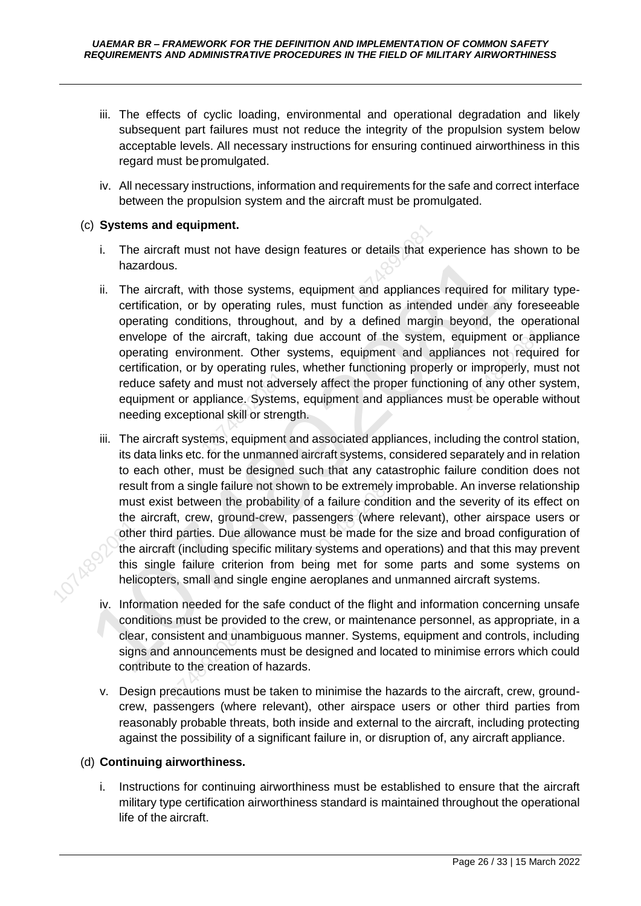iii. The effects of cyclic loading, environmental and operational degradation and likely subsequent part failures must not reduce the integrity of the propulsion system below acceptable levels. All necessary instructions for ensuring continued airworthiness in this regard must be promulgated.

iv. All necessary instructions, information and requirements for the safe and correct interface between the propulsion system and the aircraft must be promulgated.

(c) **Systems and equipment.**

i. The aircraft must not have design features or details that experience has shown to be hazardous.

ii. The aircraft, with those systems, equipment and appliances required for military type-certification, or by operating rules, must function as intended under any foreseeable operating conditions, throughout, and by a defined margin beyond, the operational envelope of the aircraft, taking due account of the system, equipment or appliance operating environment. Other systems, equipment and appliances not required for certification, or by operating rules, whether functioning properly or improperly, must not reduce safety and must not adversely affect the proper functioning of any other system, equipment or appliance. Systems, equipment and appliances must be operable without needing exceptional skill or strength.

iii. The aircraft systems, equipment and associated appliances, including the control station, its data links etc. for the unmanned aircraft systems, considered separately and in relation to each other, must be designed such that any catastrophic failure condition does not result from a single failure not shown to be extremely improbable. An inverse relationship must exist between the probability of a failure condition and the severity of its effect on the aircraft, crew, ground-crew, passengers (where relevant), other airspace users or other third parties. Due allowance must be made for the size and broad configuration of the aircraft (including specific military systems and operations) and that this may prevent this single failure criterion from being met for some parts and some systems on helicopters, small and single engine aeroplanes and unmanned aircraft systems.

iv. Information needed for the safe conduct of the flight and information concerning unsafe conditions must be provided to the crew, or maintenance personnel, as appropriate, in a clear, consistent and unambiguous manner. Systems, equipment and controls, including signs and announcements must be designed and located to minimise errors which could contribute to the creation of hazards.

v. Design precautions must be taken to minimise the hazards to the aircraft, crew, ground-crew, passengers (where relevant), other airspace users or other third parties from reasonably probable threats, both inside and external to the aircraft, including protecting against the possibility of a significant failure in, or disruption of, any aircraft appliance.

(d) **Continuing airworthiness.**

i. Instructions for continuing airworthiness must be established to ensure that the aircraft military type certification airworthiness standard is maintained throughout the operational life of the aircraft.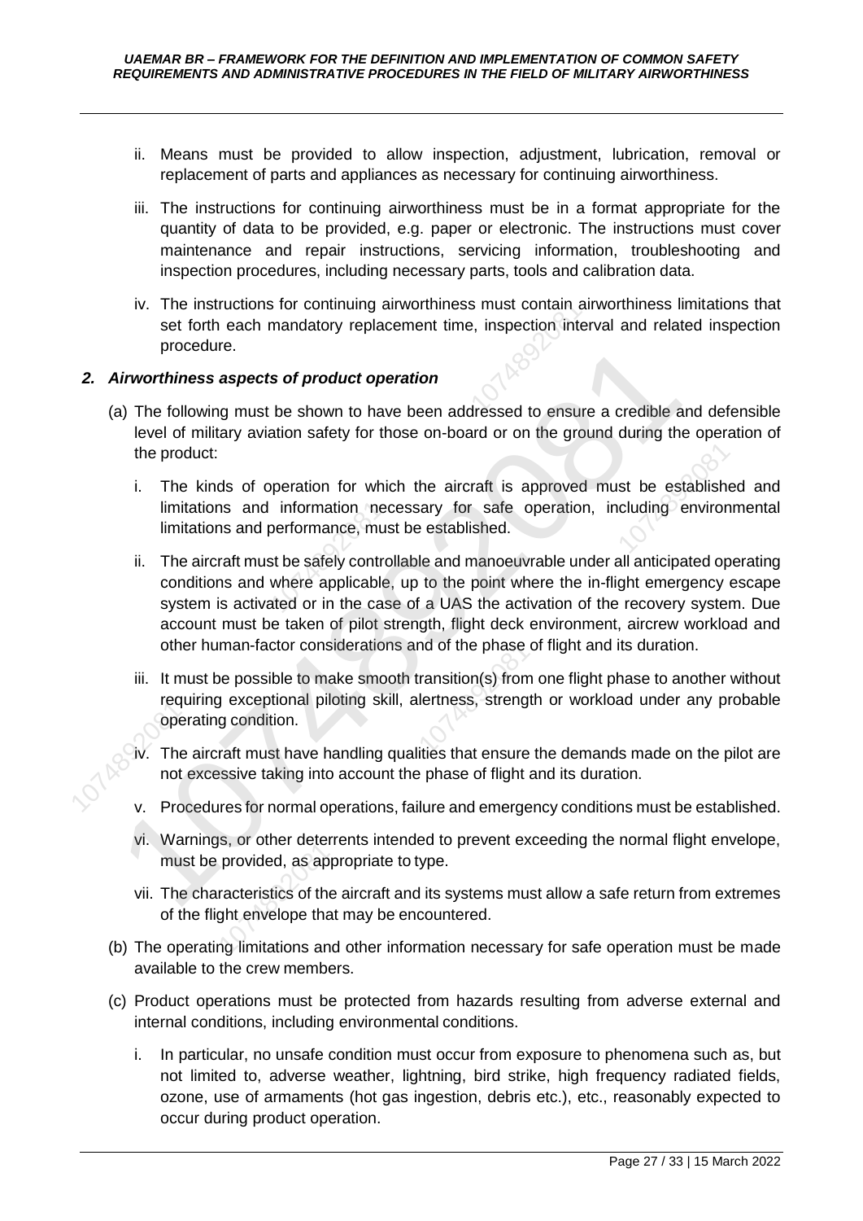ii. Means must be provided to allow inspection, adjustment, lubrication, removal or replacement of parts and appliances as necessary for continuing airworthiness.

iii. The instructions for continuing airworthiness must be in a format appropriate for the quantity of data to be provided, e.g. paper or electronic. The instructions must cover maintenance and repair instructions, servicing information, troubleshooting and inspection procedures, including necessary parts, tools and calibration data.

iv. The instructions for continuing airworthiness must contain airworthiness limitations that set forth each mandatory replacement time, inspection interval and related inspection procedure.

**2. *Airworthiness aspects of product operation***

(a) The following must be shown to have been addressed to ensure a credible and defensible level of military aviation safety for those on-board or on the ground during the operation of the product:

i. The kinds of operation for which the aircraft is approved must be established and limitations and information necessary for safe operation, including environmental limitations and performance, must be established.

ii. The aircraft must be safely controllable and manoeuvrable under all anticipated operating conditions and where applicable, up to the point where the in-flight emergency escape system is activated or in the case of a UAS the activation of the recovery system. Due account must be taken of pilot strength, flight deck environment, aircrew workload and other human-factor considerations and of the phase of flight and its duration.

iii. It must be possible to make smooth transition(s) from one flight phase to another without requiring exceptional piloting skill, alertness, strength or workload under any probable operating condition.

iv. The aircraft must have handling qualities that ensure the demands made on the pilot are not excessive taking into account the phase of flight and its duration.

v. Procedures for normal operations, failure and emergency conditions must be established.

vi. Warnings, or other deterrents intended to prevent exceeding the normal flight envelope, must be provided, as appropriate to type.

vii. The characteristics of the aircraft and its systems must allow a safe return from extremes of the flight envelope that may be encountered.

(b) The operating limitations and other information necessary for safe operation must be made available to the crew members.

(c) Product operations must be protected from hazards resulting from adverse external and internal conditions, including environmental conditions.

i. In particular, no unsafe condition must occur from exposure to phenomena such as, but not limited to, adverse weather, lightning, bird strike, high frequency radiated fields, ozone, use of armaments (hot gas ingestion, debris etc.), etc., reasonably expected to occur during product operation.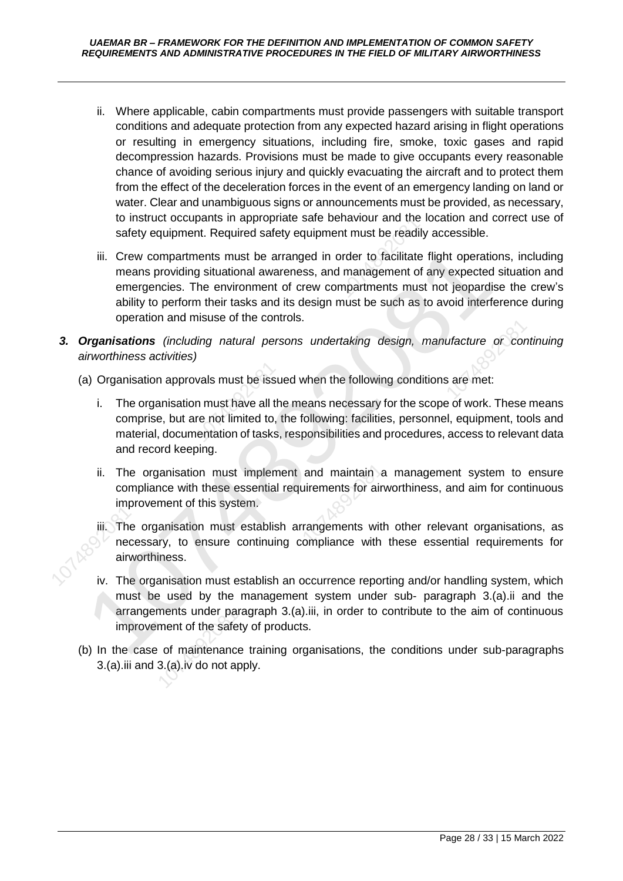ii. Where applicable, cabin compartments must provide passengers with suitable transport conditions and adequate protection from any expected hazard arising in flight operations or resulting in emergency situations, including fire, smoke, toxic gases and rapid decompression hazards. Provisions must be made to give occupants every reasonable chance of avoiding serious injury and quickly evacuating the aircraft and to protect them from the effect of the deceleration forces in the event of an emergency landing on land or water. Clear and unambiguous signs or announcements must be provided, as necessary, to instruct occupants in appropriate safe behaviour and the location and correct use of safety equipment. Required safety equipment must be readily accessible.

iii. Crew compartments must be arranged in order to facilitate flight operations, including means providing situational awareness, and management of any expected situation and emergencies. The environment of crew compartments must not jeopardise the crew's ability to perform their tasks and its design must be such as to avoid interference during operation and misuse of the controls.

***3. Organisations*** *(including natural persons undertaking design, manufacture or continuing airworthiness activities)*

(a) Organisation approvals must be issued when the following conditions are met:

i. The organisation must have all the means necessary for the scope of work. These means comprise, but are not limited to, the following: facilities, personnel, equipment, tools and material, documentation of tasks, responsibilities and procedures, access to relevant data and record keeping.

ii. The organisation must implement and maintain a management system to ensure compliance with these essential requirements for airworthiness, and aim for continuous improvement of this system.

iii. The organisation must establish arrangements with other relevant organisations, as necessary, to ensure continuing compliance with these essential requirements for airworthiness.

iv. The organisation must establish an occurrence reporting and/or handling system, which must be used by the management system under sub- paragraph 3.(a).ii and the arrangements under paragraph 3.(a).iii, in order to contribute to the aim of continuous improvement of the safety of products.

(b) In the case of maintenance training organisations, the conditions under sub-paragraphs 3.(a).iii and 3.(a).iv do not apply.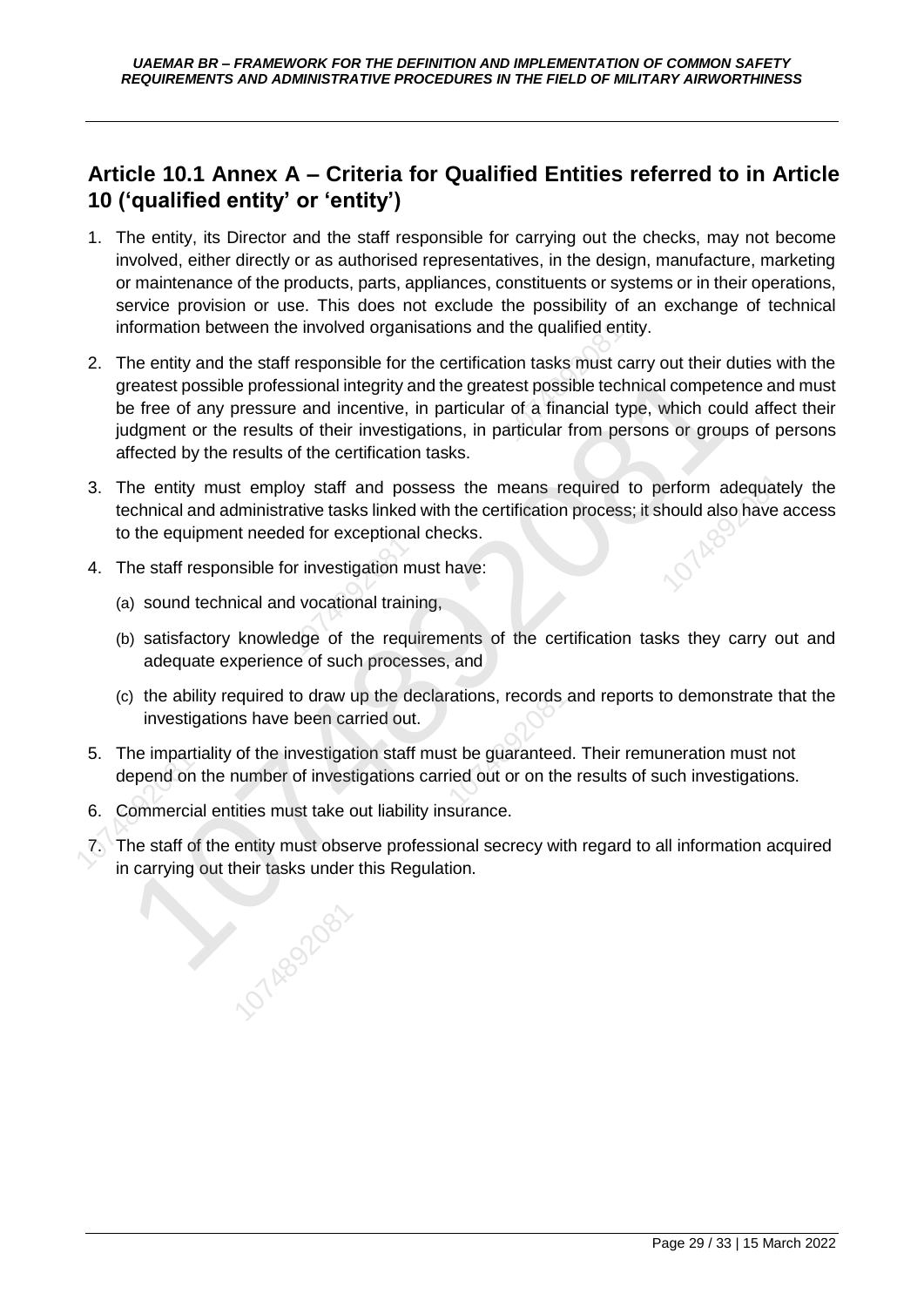## Article 10.1 Annex A – Criteria for Qualified Entities referred to in Article 10 ('qualified entity' or 'entity')

1. The entity, its Director and the staff responsible for carrying out the checks, may not become involved, either directly or as authorised representatives, in the design, manufacture, marketing or maintenance of the products, parts, appliances, constituents or systems or in their operations, service provision or use. This does not exclude the possibility of an exchange of technical information between the involved organisations and the qualified entity.
2. The entity and the staff responsible for the certification tasks must carry out their duties with the greatest possible professional integrity and the greatest possible technical competence and must be free of any pressure and incentive, in particular of a financial type, which could affect their judgment or the results of their investigations, in particular from persons or groups of persons affected by the results of the certification tasks.
3. The entity must employ staff and possess the means required to perform adequately the technical and administrative tasks linked with the certification process; it should also have access to the equipment needed for exceptional checks.
4. The staff responsible for investigation must have:
   - (a) sound technical and vocational training,
   - (b) satisfactory knowledge of the requirements of the certification tasks they carry out and adequate experience of such processes, and
   - (c) the ability required to draw up the declarations, records and reports to demonstrate that the investigations have been carried out.
5. The impartiality of the investigation staff must be guaranteed. Their remuneration must not depend on the number of investigations carried out or on the results of such investigations.
6. Commercial entities must take out liability insurance.
7. The staff of the entity must observe professional secrecy with regard to all information acquired in carrying out their tasks under this Regulation.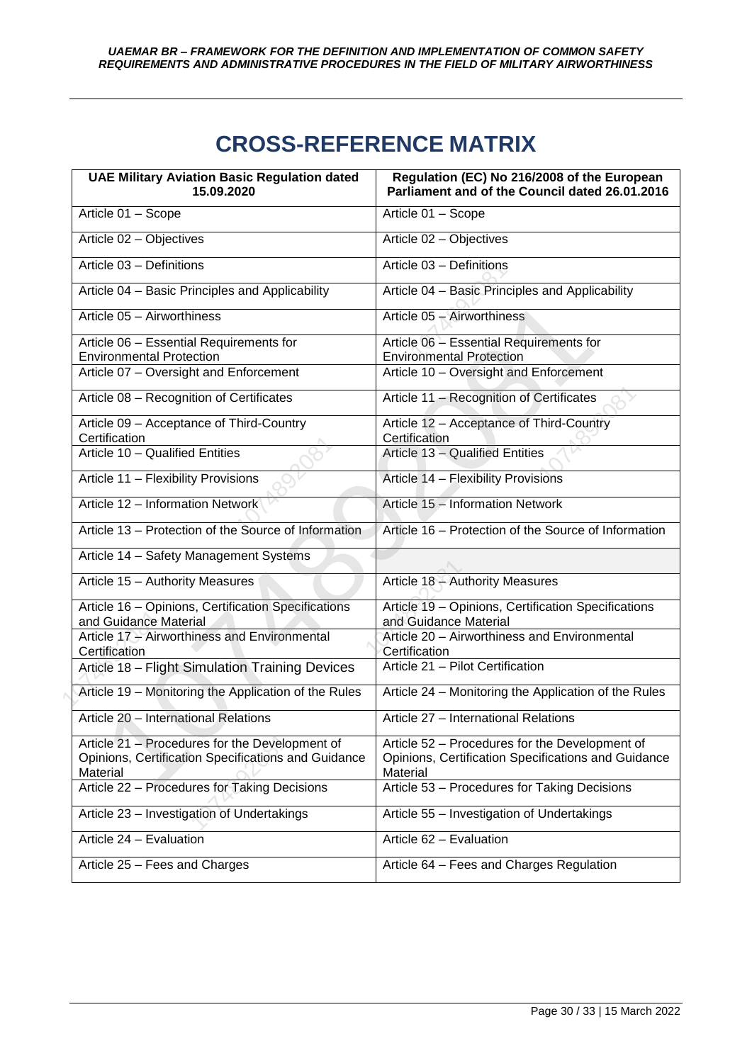# CROSS-REFERENCE MATRIX

| UAE Military Aviation Basic Regulation dated 15.09.2020 | Regulation (EC) No 216/2008 of the European Parliament and of the Council dated 26.01.2016 |
|---|---|
| Article 01 – Scope | Article 01 – Scope |
| Article 02 – Objectives | Article 02 – Objectives |
| Article 03 – Definitions | Article 03 – Definitions |
| Article 04 – Basic Principles and Applicability | Article 04 – Basic Principles and Applicability |
| Article 05 – Airworthiness | Article 05 – Airworthiness |
| Article 06 – Essential Requirements for Environmental Protection | Article 06 – Essential Requirements for Environmental Protection |
| Article 07 – Oversight and Enforcement | Article 10 – Oversight and Enforcement |
| Article 08 – Recognition of Certificates | Article 11 – Recognition of Certificates |
| Article 09 – Acceptance of Third-Country Certification | Article 12 – Acceptance of Third-Country Certification |
| Article 10 – Qualified Entities | Article 13 – Qualified Entities |
| Article 11 – Flexibility Provisions | Article 14 – Flexibility Provisions |
| Article 12 – Information Network | Article 15 – Information Network |
| Article 13 – Protection of the Source of Information | Article 16 – Protection of the Source of Information |
| Article 14 – Safety Management Systems | |
| Article 15 – Authority Measures | Article 18 – Authority Measures |
| Article 16 – Opinions, Certification Specifications and Guidance Material | Article 19 – Opinions, Certification Specifications and Guidance Material |
| Article 17 – Airworthiness and Environmental Certification | Article 20 – Airworthiness and Environmental Certification |
| Article 18 – Flight Simulation Training Devices | Article 21 – Pilot Certification |
| Article 19 – Monitoring the Application of the Rules | Article 24 – Monitoring the Application of the Rules |
| Article 20 – International Relations | Article 27 – International Relations |
| Article 21 – Procedures for the Development of Opinions, Certification Specifications and Guidance Material | Article 52 – Procedures for the Development of Opinions, Certification Specifications and Guidance Material |
| Article 22 – Procedures for Taking Decisions | Article 53 – Procedures for Taking Decisions |
| Article 23 – Investigation of Undertakings | Article 55 – Investigation of Undertakings |
| Article 24 – Evaluation | Article 62 – Evaluation |
| Article 25 – Fees and Charges | Article 64 – Fees and Charges Regulation |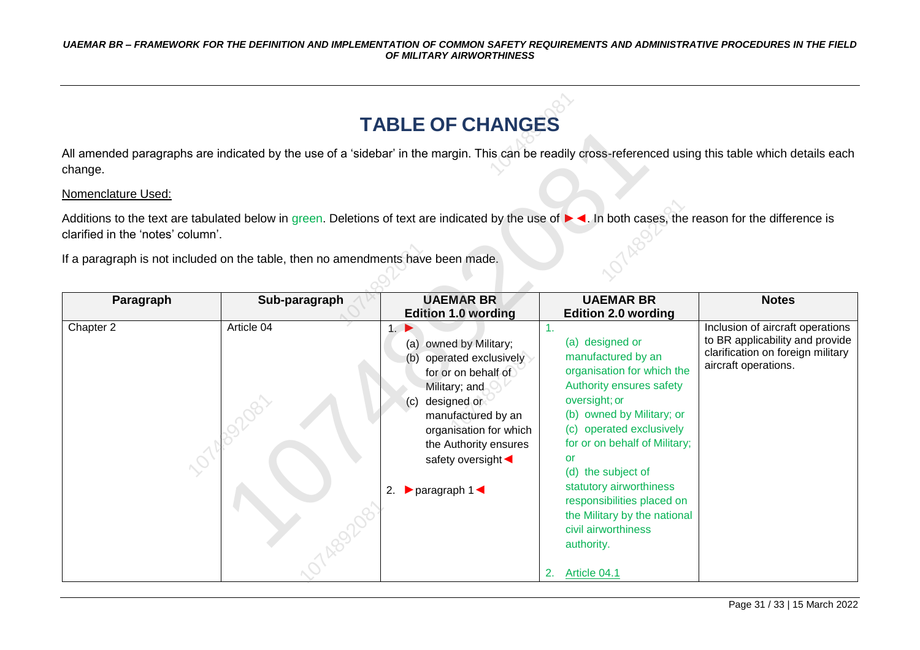# TABLE OF CHANGES

All amended paragraphs are indicated by the use of a 'sidebar' in the margin. This can be readily cross-referenced using this table which details each change.

Nomenclature Used:

Additions to the text are tabulated below in green. Deletions of text are indicated by the use of ►◄. In both cases, the reason for the difference is clarified in the 'notes' column'.

If a paragraph is not included on the table, then no amendments have been made.

| Paragraph | Sub-paragraph | UAEMAR BR Edition 1.0 wording | UAEMAR BR Edition 2.0 wording | Notes |
|---|---|---|---|---|
| Chapter 2 | Article 04 | 1. ► (a) owned by Military; (b) operated exclusively for or on behalf of Military; and (c) designed or manufactured by an organisation for which the Authority ensures safety oversight◄<br><br>2. ►paragraph 1◄ | 1. (a) designed or manufactured by an organisation for which the Authority ensures safety oversight; or (b) owned by Military; or (c) operated exclusively for or on behalf of Military; or (d) the subject of statutory airworthiness responsibilities placed on the Military by the national civil airworthiness authority.<br><br>2. Article 04.1 | Inclusion of aircraft operations to BR applicability and provide clarification on foreign military aircraft operations. |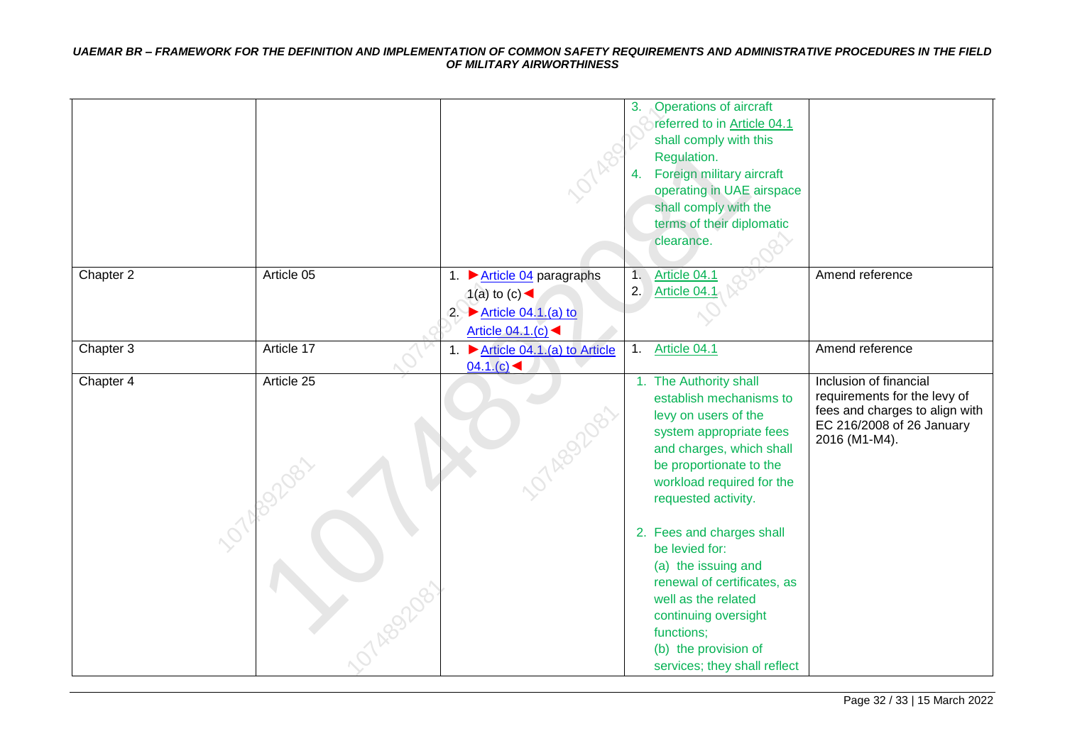| | | | 3. Operations of aircraft referred to in Article 04.1 shall comply with this Regulation.<br>4. Foreign military aircraft operating in UAE airspace shall comply with the terms of their diplomatic clearance. | |
|---|---|---|---|---|
| Chapter 2 | Article 05 | 1. ►Article 04 paragraphs 1(a) to (c)◄<br>2. ►Article 04.1.(a) to Article 04.1.(c)◄ | 1. Article 04.1<br>2. Article 04.1 | Amend reference |
| Chapter 3 | Article 17 | 1. ►Article 04.1.(a) to Article 04.1.(c)◄ | 1. Article 04.1 | Amend reference |
| Chapter 4 | Article 25 | | 1. The Authority shall establish mechanisms to levy on users of the system appropriate fees and charges, which shall be proportionate to the workload required for the requested activity.<br><br>2. Fees and charges shall be levied for:<br>(a) the issuing and renewal of certificates, as well as the related continuing oversight functions;<br>(b) the provision of services; they shall reflect | Inclusion of financial requirements for the levy of fees and charges to align with EC 216/2008 of 26 January 2016 (M1-M4). |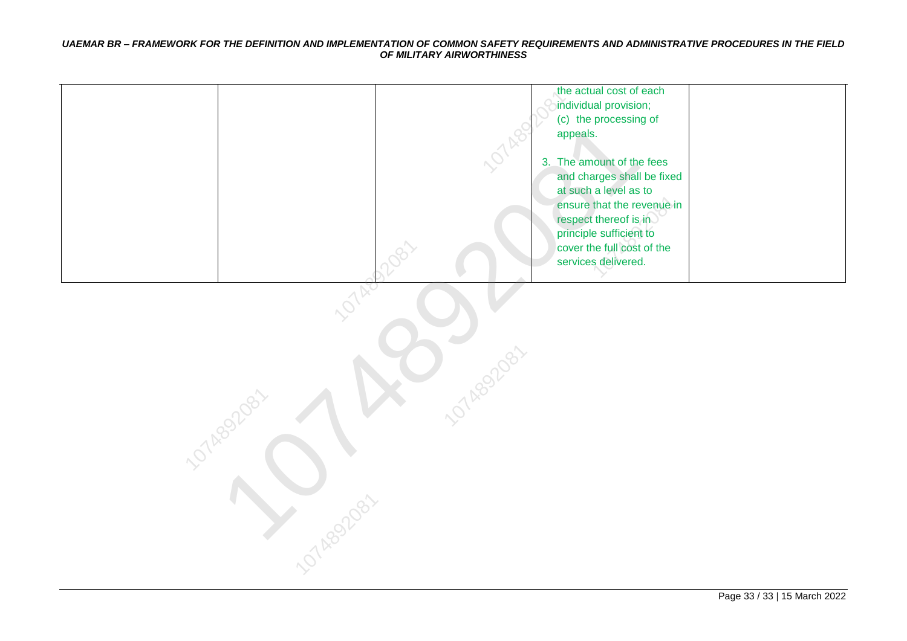| | | | | |
|---|---|---|---|---|
| | | | the actual cost of each individual provision;<br>(c) the processing of appeals.<br><br>3. The amount of the fees and charges shall be fixed at such a level as to ensure that the revenue in respect thereof is in principle sufficient to cover the full cost of the services delivered. | |